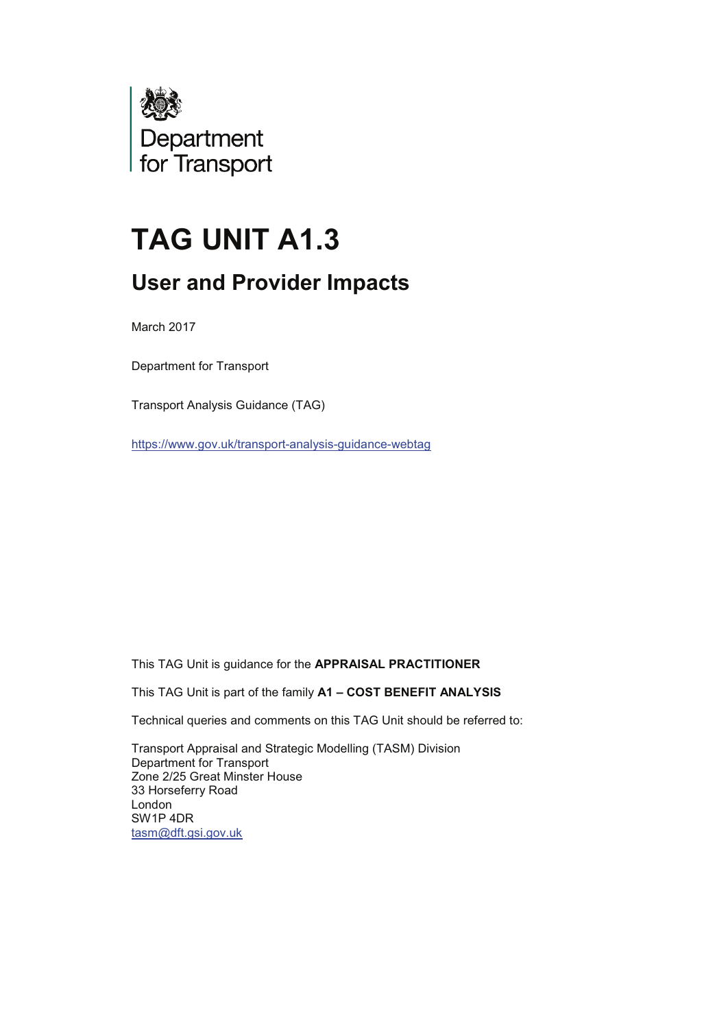Department for Transport

# TAG UNIT A1.3

## User and Provider Impacts

March 2017

Department for Transport

Transport Analysis Guidance (TAG)

https://www.gov.uk/transport-analysis-guidance-webtag

This TAG Unit is guidance for the **APPRAISAL PRACTITIONER**

This TAG Unit is part of the family **A1 – COST BENEFIT ANALYSIS**

Technical queries and comments on this TAG Unit should be referred to:

Transport Appraisal and Strategic Modelling (TASM) Division
Department for Transport
Zone 2/25 Great Minster House
33 Horseferry Road
London
SW1P 4DR
tasm@dft.gsi.gov.uk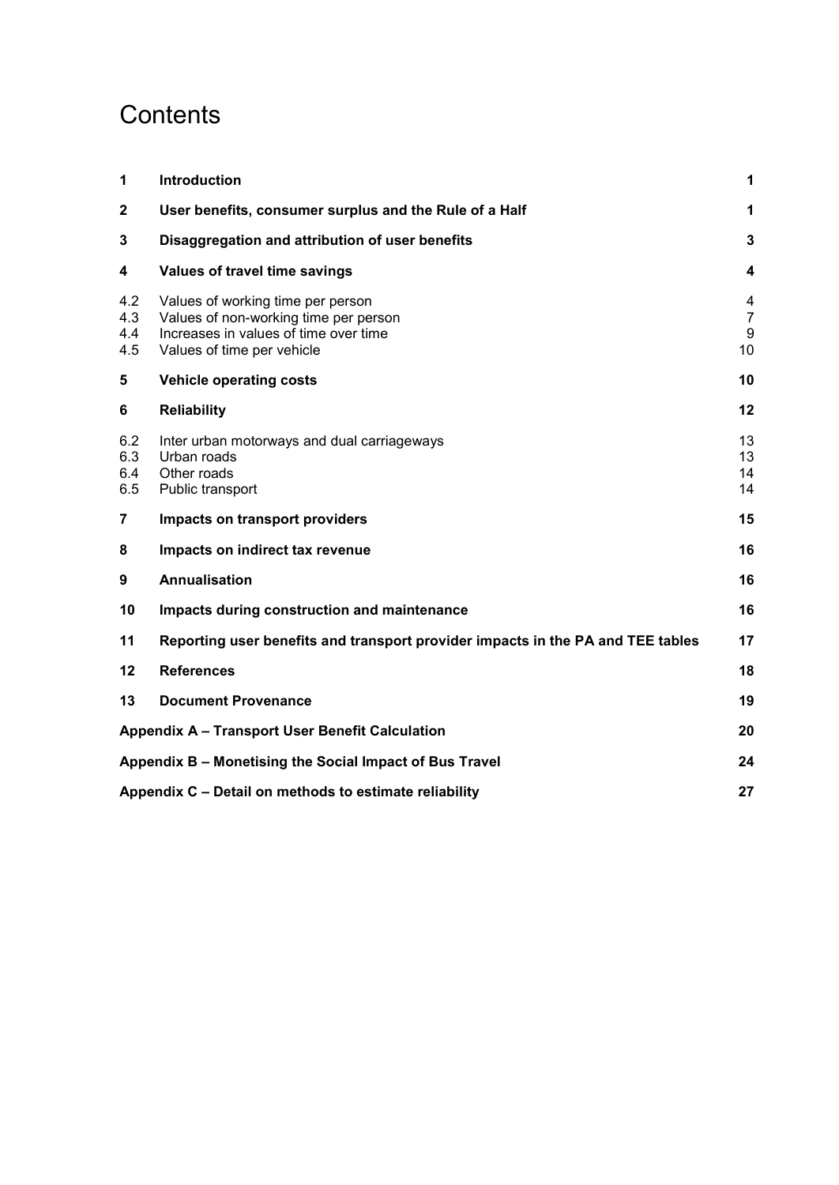# Contents

| | | |
|---|---|---|
| **1** | **Introduction** | **1** |
| **2** | **User benefits, consumer surplus and the Rule of a Half** | **1** |
| **3** | **Disaggregation and attribution of user benefits** | **3** |
| **4** | **Values of travel time savings** | **4** |
| 4.2 | Values of working time per person | 4 |
| 4.3 | Values of non-working time per person | 7 |
| 4.4 | Increases in values of time over time | 9 |
| 4.5 | Values of time per vehicle | 10 |
| **5** | **Vehicle operating costs** | **10** |
| **6** | **Reliability** | **12** |
| 6.2 | Inter urban motorways and dual carriageways | 13 |
| 6.3 | Urban roads | 13 |
| 6.4 | Other roads | 14 |
| 6.5 | Public transport | 14 |
| **7** | **Impacts on transport providers** | **15** |
| **8** | **Impacts on indirect tax revenue** | **16** |
| **9** | **Annualisation** | **16** |
| **10** | **Impacts during construction and maintenance** | **16** |
| **11** | **Reporting user benefits and transport provider impacts in the PA and TEE tables** | **17** |
| **12** | **References** | **18** |
| **13** | **Document Provenance** | **19** |
| **Appendix A – Transport User Benefit Calculation** | | **20** |
| **Appendix B – Monetising the Social Impact of Bus Travel** | | **24** |
| **Appendix C – Detail on methods to estimate reliability** | | **27** |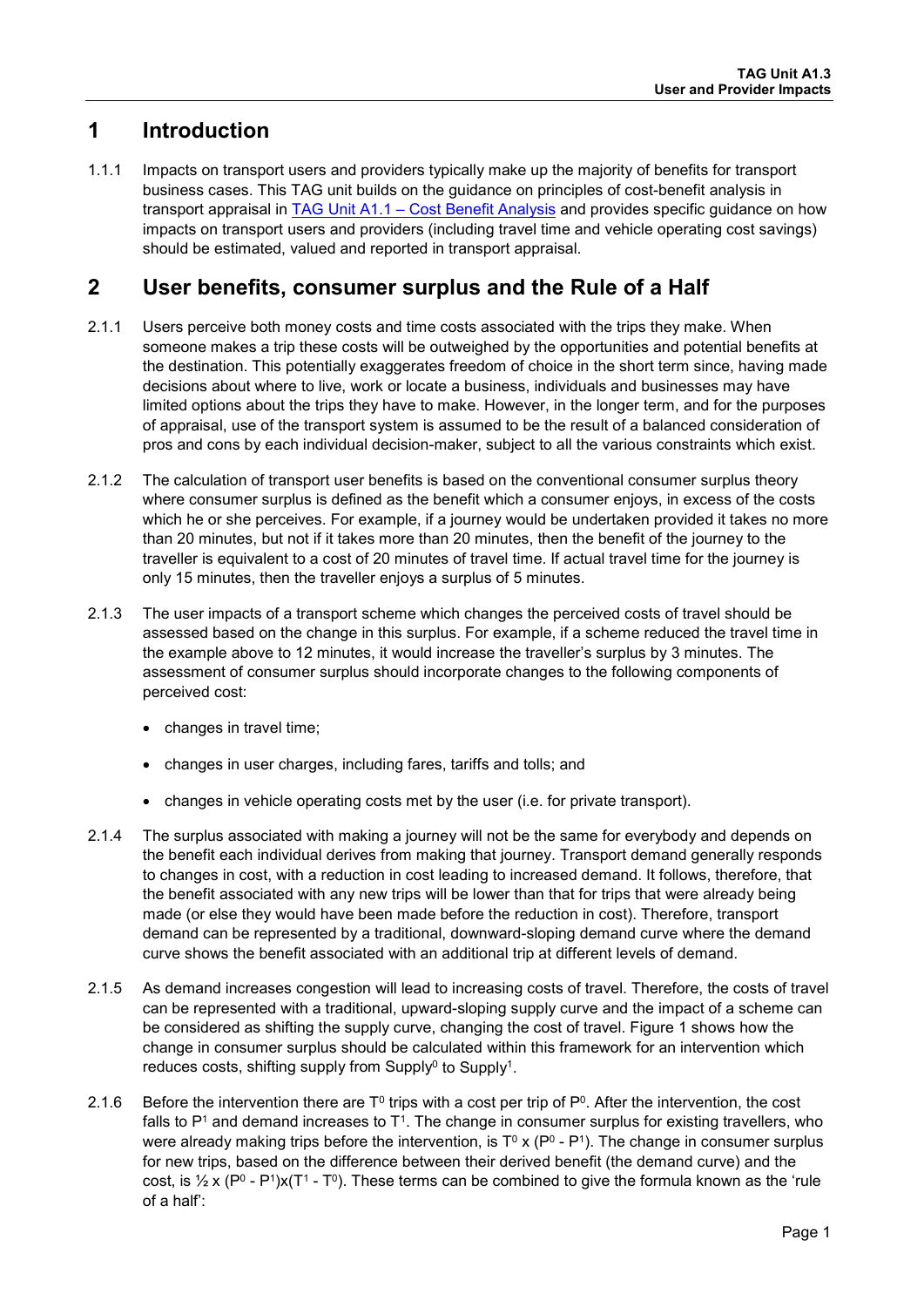# 1 Introduction

1.1.1 Impacts on transport users and providers typically make up the majority of benefits for transport business cases. This TAG unit builds on the guidance on principles of cost-benefit analysis in transport appraisal in [TAG Unit A1.1 – Cost Benefit Analysis]() and provides specific guidance on how impacts on transport users and providers (including travel time and vehicle operating cost savings) should be estimated, valued and reported in transport appraisal.

# 2 User benefits, consumer surplus and the Rule of a Half

2.1.1 Users perceive both money costs and time costs associated with the trips they make. When someone makes a trip these costs will be outweighed by the opportunities and potential benefits at the destination. This potentially exaggerates freedom of choice in the short term since, having made decisions about where to live, work or locate a business, individuals and businesses may have limited options about the trips they have to make. However, in the longer term, and for the purposes of appraisal, use of the transport system is assumed to be the result of a balanced consideration of pros and cons by each individual decision-maker, subject to all the various constraints which exist.

2.1.2 The calculation of transport user benefits is based on the conventional consumer surplus theory where consumer surplus is defined as the benefit which a consumer enjoys, in excess of the costs which he or she perceives. For example, if a journey would be undertaken provided it takes no more than 20 minutes, but not if it takes more than 20 minutes, then the benefit of the journey to the traveller is equivalent to a cost of 20 minutes of travel time. If actual travel time for the journey is only 15 minutes, then the traveller enjoys a surplus of 5 minutes.

2.1.3 The user impacts of a transport scheme which changes the perceived costs of travel should be assessed based on the change in this surplus. For example, if a scheme reduced the travel time in the example above to 12 minutes, it would increase the traveller's surplus by 3 minutes. The assessment of consumer surplus should incorporate changes to the following components of perceived cost:

- changes in travel time;
- changes in user charges, including fares, tariffs and tolls; and
- changes in vehicle operating costs met by the user (i.e. for private transport).

2.1.4 The surplus associated with making a journey will not be the same for everybody and depends on the benefit each individual derives from making that journey. Transport demand generally responds to changes in cost, with a reduction in cost leading to increased demand. It follows, therefore, that the benefit associated with any new trips will be lower than that for trips that were already being made (or else they would have been made before the reduction in cost). Therefore, transport demand can be represented by a traditional, downward-sloping demand curve where the demand curve shows the benefit associated with an additional trip at different levels of demand.

2.1.5 As demand increases congestion will lead to increasing costs of travel. Therefore, the costs of travel can be represented with a traditional, upward-sloping supply curve and the impact of a scheme can be considered as shifting the supply curve, changing the cost of travel. Figure 1 shows how the change in consumer surplus should be calculated within this framework for an intervention which reduces costs, shifting supply from $Supply^0$ to $Supply^1$.

2.1.6 Before the intervention there are $T^0$ trips with a cost per trip of $P^0$. After the intervention, the cost falls to $P^1$ and demand increases to $T^1$. The change in consumer surplus for existing travellers, who were already making trips before the intervention, is $T^0 \times (P^0 - P^1)$. The change in consumer surplus for new trips, based on the difference between their derived benefit (the demand curve) and the cost, is $\frac{1}{2} \times (P^0 - P^1) \times (T^1 - T^0)$. These terms can be combined to give the formula known as the 'rule of a half':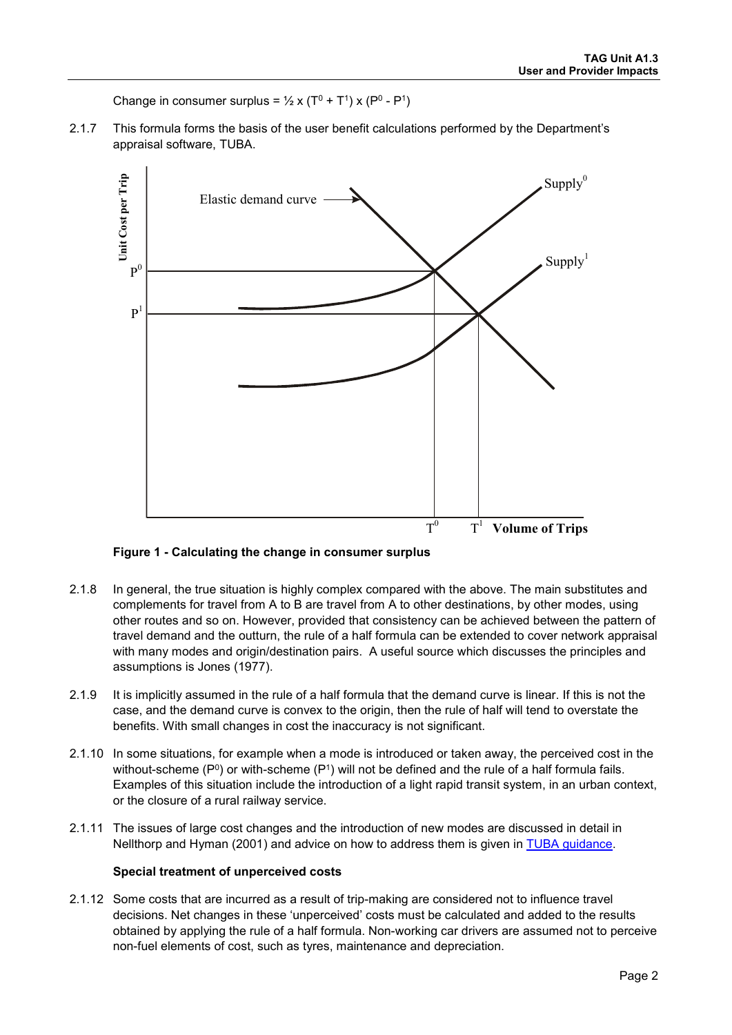Change in consumer surplus = $\frac{1}{2} \times (T^0 + T^1) \times (P^0 - P^1)$

2.1.7 This formula forms the basis of the user benefit calculations performed by the Department's appraisal software, TUBA.

**Figure 1 - Calculating the change in consumer surplus**

2.1.8 In general, the true situation is highly complex compared with the above. The main substitutes and complements for travel from A to B are travel from A to other destinations, by other modes, using other routes and so on. However, provided that consistency can be achieved between the pattern of travel demand and the outturn, the rule of a half formula can be extended to cover network appraisal with many modes and origin/destination pairs. A useful source which discusses the principles and assumptions is Jones (1977).

2.1.9 It is implicitly assumed in the rule of a half formula that the demand curve is linear. If this is not the case, and the demand curve is convex to the origin, then the rule of half will tend to overstate the benefits. With small changes in cost the inaccuracy is not significant.

2.1.10 In some situations, for example when a mode is introduced or taken away, the perceived cost in the without-scheme ($P^0$) or with-scheme ($P^1$) will not be defined and the rule of a half formula fails. Examples of this situation include the introduction of a light rapid transit system, in an urban context, or the closure of a rural railway service.

2.1.11 The issues of large cost changes and the introduction of new modes are discussed in detail in Nellthorp and Hyman (2001) and advice on how to address them is given in TUBA guidance.

**Special treatment of unperceived costs**

2.1.12 Some costs that are incurred as a result of trip-making are considered not to influence travel decisions. Net changes in these 'unperceived' costs must be calculated and added to the results obtained by applying the rule of a half formula. Non-working car drivers are assumed not to perceive non-fuel elements of cost, such as tyres, maintenance and depreciation.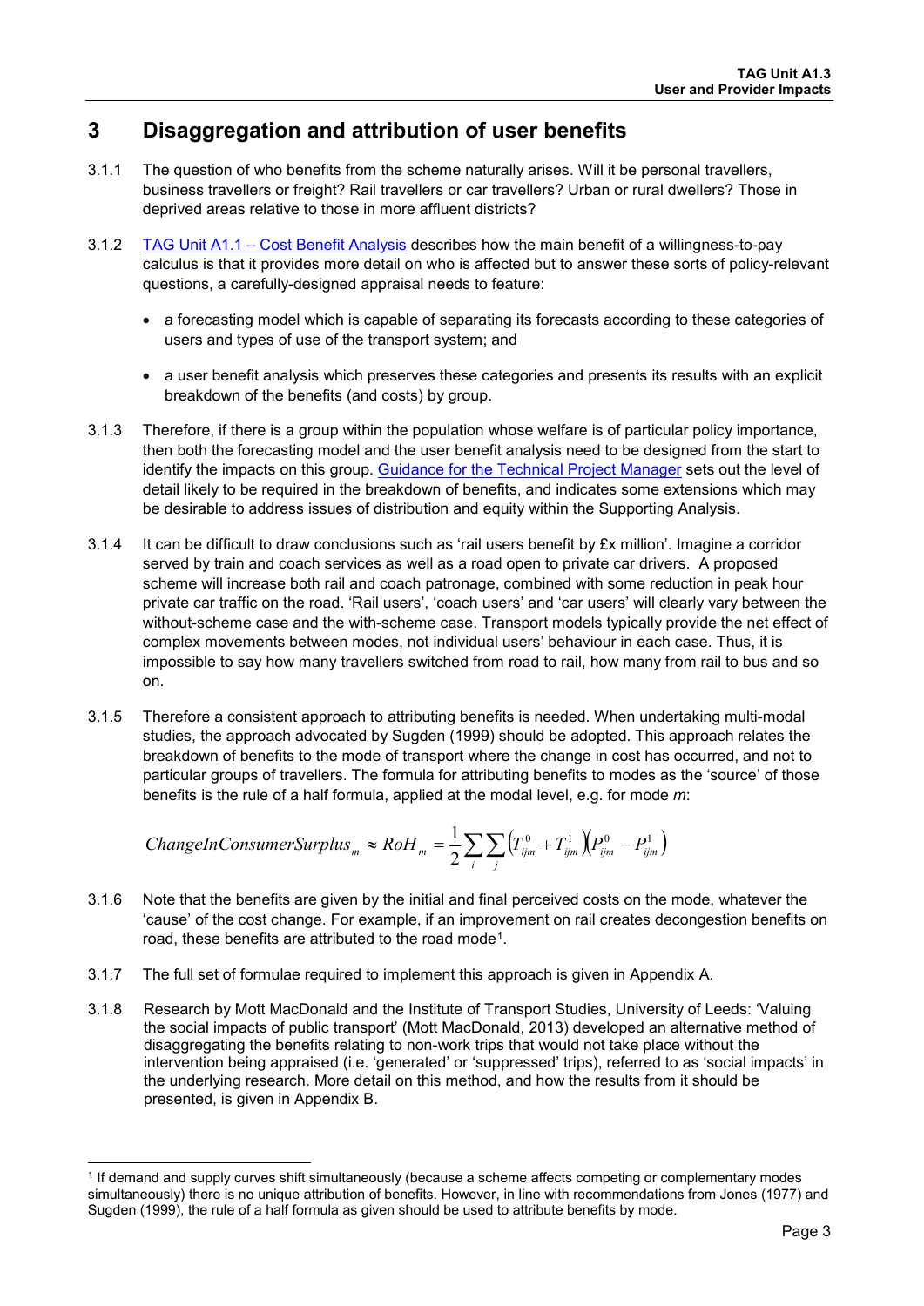# 3 Disaggregation and attribution of user benefits

3.1.1 The question of who benefits from the scheme naturally arises. Will it be personal travellers, business travellers or freight? Rail travellers or car travellers? Urban or rural dwellers? Those in deprived areas relative to those in more affluent districts?

3.1.2 [TAG Unit A1.1 – Cost Benefit Analysis] describes how the main benefit of a willingness-to-pay calculus is that it provides more detail on who is affected but to answer these sorts of policy-relevant questions, a carefully-designed appraisal needs to feature:

- a forecasting model which is capable of separating its forecasts according to these categories of users and types of use of the transport system; and
- a user benefit analysis which preserves these categories and presents its results with an explicit breakdown of the benefits (and costs) by group.

3.1.3 Therefore, if there is a group within the population whose welfare is of particular policy importance, then both the forecasting model and the user benefit analysis need to be designed from the start to identify the impacts on this group. [Guidance for the Technical Project Manager] sets out the level of detail likely to be required in the breakdown of benefits, and indicates some extensions which may be desirable to address issues of distribution and equity within the Supporting Analysis.

3.1.4 It can be difficult to draw conclusions such as 'rail users benefit by £x million'. Imagine a corridor served by train and coach services as well as a road open to private car drivers. A proposed scheme will increase both rail and coach patronage, combined with some reduction in peak hour private car traffic on the road. 'Rail users', 'coach users' and 'car users' will clearly vary between the without-scheme case and the with-scheme case. Transport models typically provide the net effect of complex movements between modes, not individual users' behaviour in each case. Thus, it is impossible to say how many travellers switched from road to rail, how many from rail to bus and so on.

3.1.5 Therefore a consistent approach to attributing benefits is needed. When undertaking multi-modal studies, the approach advocated by Sugden (1999) should be adopted. This approach relates the breakdown of benefits to the mode of transport where the change in cost has occurred, and not to particular groups of travellers. The formula for attributing benefits to modes as the 'source' of those benefits is the rule of a half formula, applied at the modal level, e.g. for mode *m*:

$$ChangeInConsumerSurplus_m \approx RoH_m = \frac{1}{2}\sum_i \sum_j \left(T^0_{ijm} + T^1_{ijm}\right)\left(P^0_{ijm} - P^1_{ijm}\right)$$

3.1.6 Note that the benefits are given by the initial and final perceived costs on the mode, whatever the 'cause' of the cost change. For example, if an improvement on rail creates decongestion benefits on road, these benefits are attributed to the road mode[1].

3.1.7 The full set of formulae required to implement this approach is given in Appendix A.

3.1.8 Research by Mott MacDonald and the Institute of Transport Studies, University of Leeds: 'Valuing the social impacts of public transport' (Mott MacDonald, 2013) developed an alternative method of disaggregating the benefits relating to non-work trips that would not take place without the intervention being appraised (i.e. 'generated' or 'suppressed' trips), referred to as 'social impacts' in the underlying research. More detail on this method, and how the results from it should be presented, is given in Appendix B.

---

[1] If demand and supply curves shift simultaneously (because a scheme affects competing or complementary modes simultaneously) there is no unique attribution of benefits. However, in line with recommendations from Jones (1977) and Sugden (1999), the rule of a half formula as given should be used to attribute benefits by mode.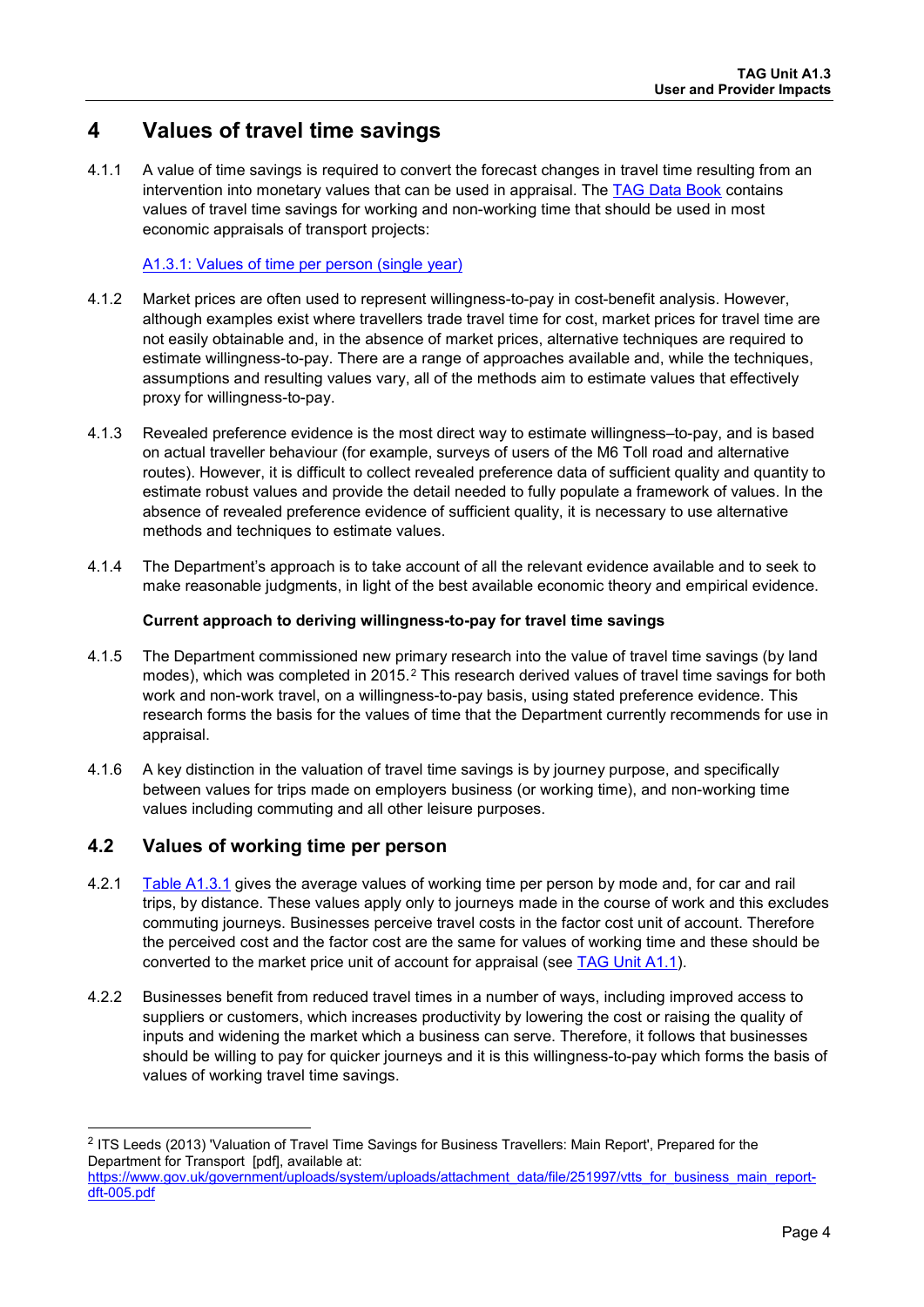# 4 Values of travel time savings

4.1.1 A value of time savings is required to convert the forecast changes in travel time resulting from an intervention into monetary values that can be used in appraisal. The TAG Data Book contains values of travel time savings for working and non-working time that should be used in most economic appraisals of transport projects:

A1.3.1: Values of time per person (single year)

4.1.2 Market prices are often used to represent willingness-to-pay in cost-benefit analysis. However, although examples exist where travellers trade travel time for cost, market prices for travel time are not easily obtainable and, in the absence of market prices, alternative techniques are required to estimate willingness-to-pay. There are a range of approaches available and, while the techniques, assumptions and resulting values vary, all of the methods aim to estimate values that effectively proxy for willingness-to-pay.

4.1.3 Revealed preference evidence is the most direct way to estimate willingness–to-pay, and is based on actual traveller behaviour (for example, surveys of users of the M6 Toll road and alternative routes). However, it is difficult to collect revealed preference data of sufficient quality and quantity to estimate robust values and provide the detail needed to fully populate a framework of values. In the absence of revealed preference evidence of sufficient quality, it is necessary to use alternative methods and techniques to estimate values.

4.1.4 The Department's approach is to take account of all the relevant evidence available and to seek to make reasonable judgments, in light of the best available economic theory and empirical evidence.

**Current approach to deriving willingness-to-pay for travel time savings**

4.1.5 The Department commissioned new primary research into the value of travel time savings (by land modes), which was completed in 2015.[2] This research derived values of travel time savings for both work and non-work travel, on a willingness-to-pay basis, using stated preference evidence. This research forms the basis for the values of time that the Department currently recommends for use in appraisal.

4.1.6 A key distinction in the valuation of travel time savings is by journey purpose, and specifically between values for trips made on employers business (or working time), and non-working time values including commuting and all other leisure purposes.

## 4.2 Values of working time per person

4.2.1 Table A1.3.1 gives the average values of working time per person by mode and, for car and rail trips, by distance. These values apply only to journeys made in the course of work and this excludes commuting journeys. Businesses perceive travel costs in the factor cost unit of account. Therefore the perceived cost and the factor cost are the same for values of working time and these should be converted to the market price unit of account for appraisal (see TAG Unit A1.1).

4.2.2 Businesses benefit from reduced travel times in a number of ways, including improved access to suppliers or customers, which increases productivity by lowering the cost or raising the quality of inputs and widening the market which a business can serve. Therefore, it follows that businesses should be willing to pay for quicker journeys and it is this willingness-to-pay which forms the basis of values of working travel time savings.

---

[2] ITS Leeds (2013) 'Valuation of Travel Time Savings for Business Travellers: Main Report', Prepared for the Department for Transport [pdf], available at: https://www.gov.uk/government/uploads/system/uploads/attachment_data/file/251997/vtts_for_business_main_report-dft-005.pdf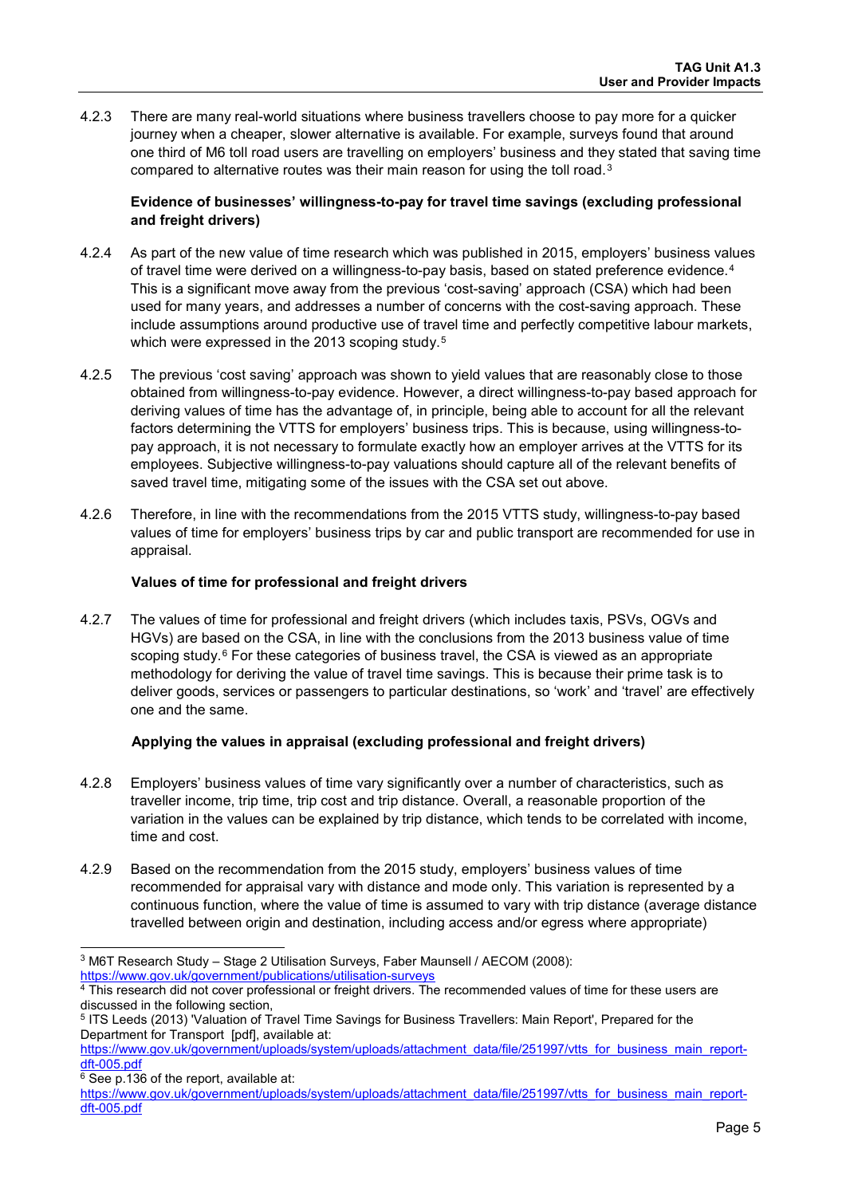4.2.3 There are many real-world situations where business travellers choose to pay more for a quicker journey when a cheaper, slower alternative is available. For example, surveys found that around one third of M6 toll road users are travelling on employers' business and they stated that saving time compared to alternative routes was their main reason for using the toll road.[3]

**Evidence of businesses' willingness-to-pay for travel time savings (excluding professional and freight drivers)**

4.2.4 As part of the new value of time research which was published in 2015, employers' business values of travel time were derived on a willingness-to-pay basis, based on stated preference evidence.[4] This is a significant move away from the previous 'cost-saving' approach (CSA) which had been used for many years, and addresses a number of concerns with the cost-saving approach. These include assumptions around productive use of travel time and perfectly competitive labour markets, which were expressed in the 2013 scoping study.[5]

4.2.5 The previous 'cost saving' approach was shown to yield values that are reasonably close to those obtained from willingness-to-pay evidence. However, a direct willingness-to-pay based approach for deriving values of time has the advantage of, in principle, being able to account for all the relevant factors determining the VTTS for employers' business trips. This is because, using willingness-to-pay approach, it is not necessary to formulate exactly how an employer arrives at the VTTS for its employees. Subjective willingness-to-pay valuations should capture all of the relevant benefits of saved travel time, mitigating some of the issues with the CSA set out above.

4.2.6 Therefore, in line with the recommendations from the 2015 VTTS study, willingness-to-pay based values of time for employers' business trips by car and public transport are recommended for use in appraisal.

**Values of time for professional and freight drivers**

4.2.7 The values of time for professional and freight drivers (which includes taxis, PSVs, OGVs and HGVs) are based on the CSA, in line with the conclusions from the 2013 business value of time scoping study.[6] For these categories of business travel, the CSA is viewed as an appropriate methodology for deriving the value of travel time savings. This is because their prime task is to deliver goods, services or passengers to particular destinations, so 'work' and 'travel' are effectively one and the same.

**Applying the values in appraisal (excluding professional and freight drivers)**

4.2.8 Employers' business values of time vary significantly over a number of characteristics, such as traveller income, trip time, trip cost and trip distance. Overall, a reasonable proportion of the variation in the values can be explained by trip distance, which tends to be correlated with income, time and cost.

4.2.9 Based on the recommendation from the 2015 study, employers' business values of time recommended for appraisal vary with distance and mode only. This variation is represented by a continuous function, where the value of time is assumed to vary with trip distance (average distance travelled between origin and destination, including access and/or egress where appropriate)

---

[3] M6T Research Study – Stage 2 Utilisation Surveys, Faber Maunsell / AECOM (2008): https://www.gov.uk/government/publications/utilisation-surveys

[4] This research did not cover professional or freight drivers. The recommended values of time for these users are discussed in the following section,

[5] ITS Leeds (2013) 'Valuation of Travel Time Savings for Business Travellers: Main Report', Prepared for the Department for Transport [pdf], available at: https://www.gov.uk/government/uploads/system/uploads/attachment_data/file/251997/vtts_for_business_main_report-dft-005.pdf

[6] See p.136 of the report, available at: https://www.gov.uk/government/uploads/system/uploads/attachment_data/file/251997/vtts_for_business_main_report-dft-005.pdf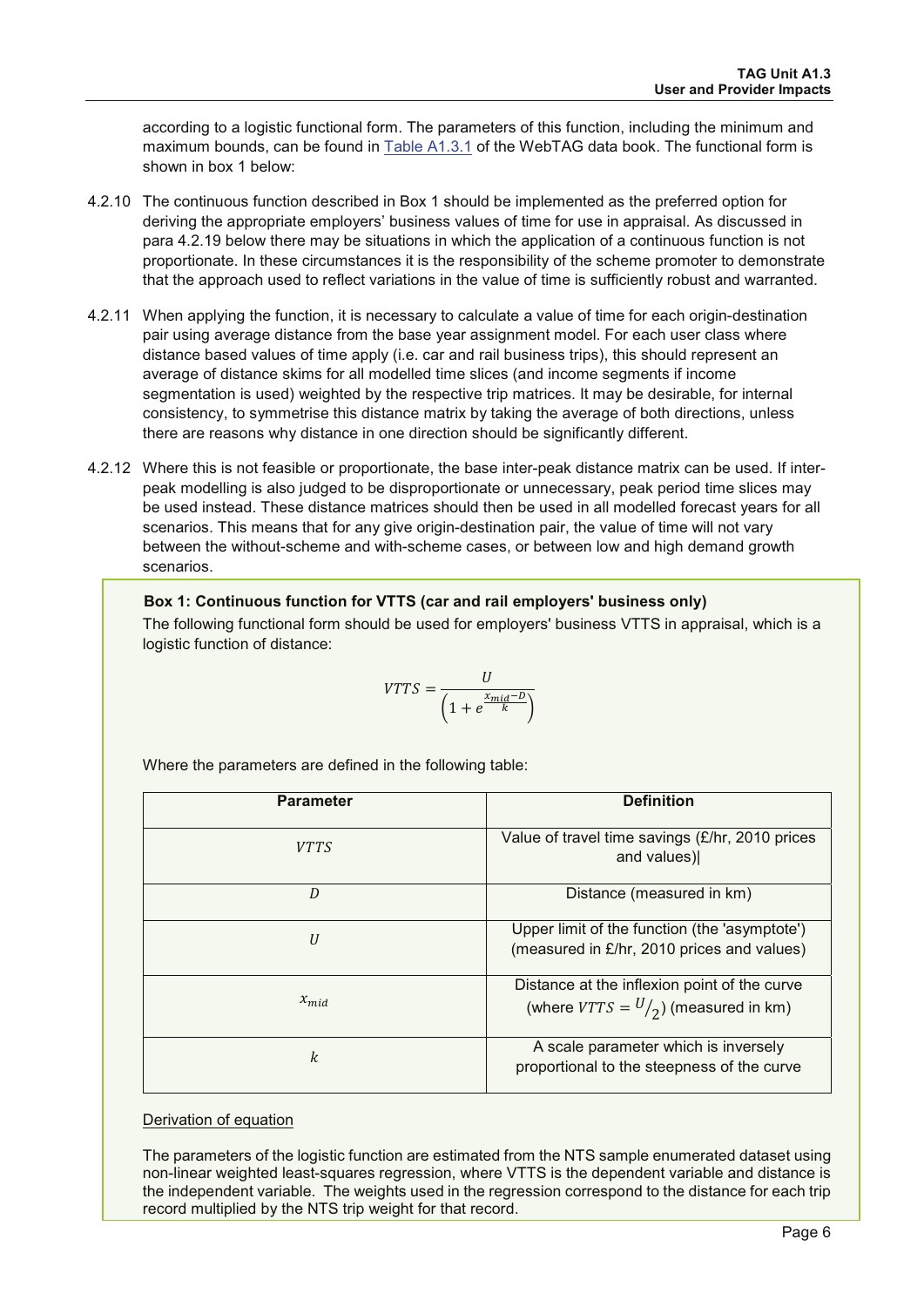according to a logistic functional form. The parameters of this function, including the minimum and maximum bounds, can be found in Table A1.3.1 of the WebTAG data book. The functional form is shown in box 1 below:

4.2.10 The continuous function described in Box 1 should be implemented as the preferred option for deriving the appropriate employers' business values of time for use in appraisal. As discussed in para 4.2.19 below there may be situations in which the application of a continuous function is not proportionate. In these circumstances it is the responsibility of the scheme promoter to demonstrate that the approach used to reflect variations in the value of time is sufficiently robust and warranted.

4.2.11 When applying the function, it is necessary to calculate a value of time for each origin-destination pair using average distance from the base year assignment model. For each user class where distance based values of time apply (i.e. car and rail business trips), this should represent an average of distance skims for all modelled time slices (and income segments if income segmentation is used) weighted by the respective trip matrices. It may be desirable, for internal consistency, to symmetrise this distance matrix by taking the average of both directions, unless there are reasons why distance in one direction should be significantly different.

4.2.12 Where this is not feasible or proportionate, the base inter-peak distance matrix can be used. If inter-peak modelling is also judged to be disproportionate or unnecessary, peak period time slices may be used instead. These distance matrices should then be used in all modelled forecast years for all scenarios. This means that for any give origin-destination pair, the value of time will not vary between the without-scheme and with-scheme cases, or between low and high demand growth scenarios.

**Box 1: Continuous function for VTTS (car and rail employers' business only)**

The following functional form should be used for employers' business VTTS in appraisal, which is a logistic function of distance:

$$VTTS = \frac{U}{\left(1 + e^{\frac{x_{mid} - D}{k}}\right)}$$

Where the parameters are defined in the following table:

| Parameter | Definition |
|---|---|
| $VTTS$ | Value of travel time savings (£/hr, 2010 prices and values)\| |
| $D$ | Distance (measured in km) |
| $U$ | Upper limit of the function (the 'asymptote') (measured in £/hr, 2010 prices and values) |
| $x_{mid}$ | Distance at the inflexion point of the curve (where $VTTS = U/_2$) (measured in km) |
| $k$ | A scale parameter which is inversely proportional to the steepness of the curve |

Derivation of equation

The parameters of the logistic function are estimated from the NTS sample enumerated dataset using non-linear weighted least-squares regression, where VTTS is the dependent variable and distance is the independent variable. The weights used in the regression correspond to the distance for each trip record multiplied by the NTS trip weight for that record.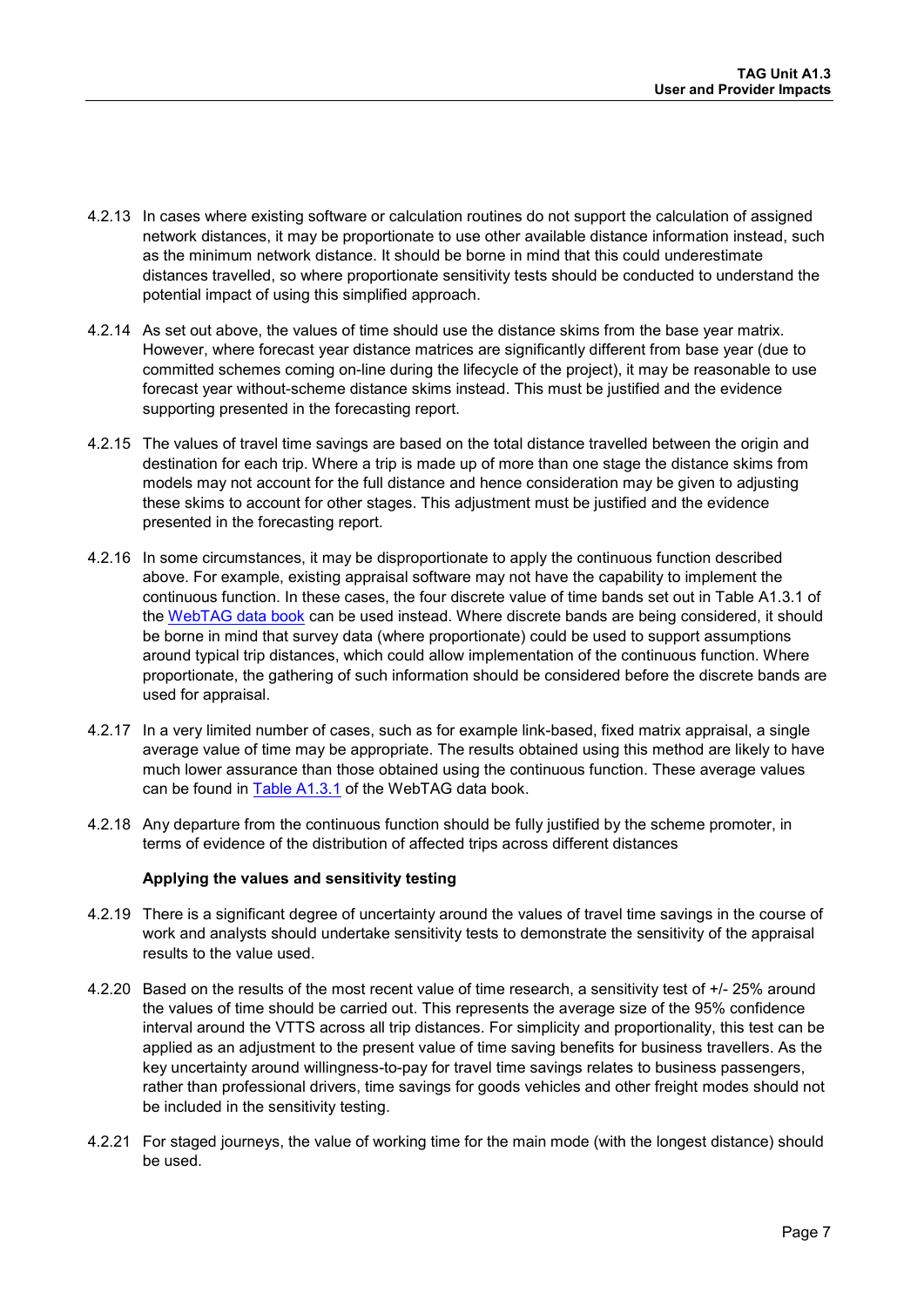4.2.13 In cases where existing software or calculation routines do not support the calculation of assigned network distances, it may be proportionate to use other available distance information instead, such as the minimum network distance. It should be borne in mind that this could underestimate distances travelled, so where proportionate sensitivity tests should be conducted to understand the potential impact of using this simplified approach.

4.2.14 As set out above, the values of time should use the distance skims from the base year matrix. However, where forecast year distance matrices are significantly different from base year (due to committed schemes coming on-line during the lifecycle of the project), it may be reasonable to use forecast year without-scheme distance skims instead. This must be justified and the evidence supporting presented in the forecasting report.

4.2.15 The values of travel time savings are based on the total distance travelled between the origin and destination for each trip. Where a trip is made up of more than one stage the distance skims from models may not account for the full distance and hence consideration may be given to adjusting these skims to account for other stages. This adjustment must be justified and the evidence presented in the forecasting report.

4.2.16 In some circumstances, it may be disproportionate to apply the continuous function described above. For example, existing appraisal software may not have the capability to implement the continuous function. In these cases, the four discrete value of time bands set out in Table A1.3.1 of the [WebTAG data book](WebTAG data book) can be used instead. Where discrete bands are being considered, it should be borne in mind that survey data (where proportionate) could be used to support assumptions around typical trip distances, which could allow implementation of the continuous function. Where proportionate, the gathering of such information should be considered before the discrete bands are used for appraisal.

4.2.17 In a very limited number of cases, such as for example link-based, fixed matrix appraisal, a single average value of time may be appropriate. The results obtained using this method are likely to have much lower assurance than those obtained using the continuous function. These average values can be found in [Table A1.3.1](Table A1.3.1) of the WebTAG data book.

4.2.18 Any departure from the continuous function should be fully justified by the scheme promoter, in terms of evidence of the distribution of affected trips across different distances

**Applying the values and sensitivity testing**

4.2.19 There is a significant degree of uncertainty around the values of travel time savings in the course of work and analysts should undertake sensitivity tests to demonstrate the sensitivity of the appraisal results to the value used.

4.2.20 Based on the results of the most recent value of time research, a sensitivity test of +/- 25% around the values of time should be carried out. This represents the average size of the 95% confidence interval around the VTTS across all trip distances. For simplicity and proportionality, this test can be applied as an adjustment to the present value of time saving benefits for business travellers. As the key uncertainty around willingness-to-pay for travel time savings relates to business passengers, rather than professional drivers, time savings for goods vehicles and other freight modes should not be included in the sensitivity testing.

4.2.21 For staged journeys, the value of working time for the main mode (with the longest distance) should be used.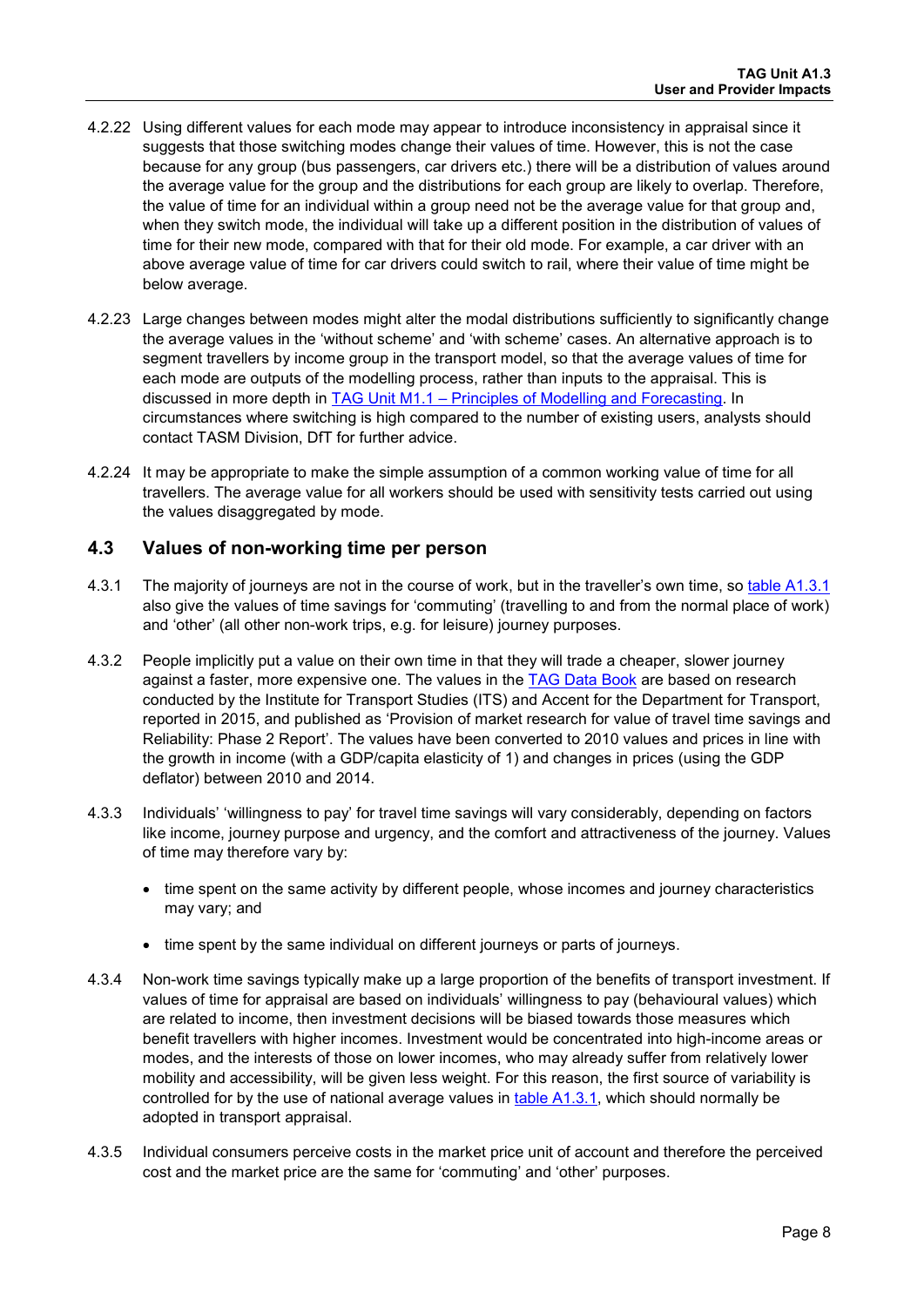4.2.22 Using different values for each mode may appear to introduce inconsistency in appraisal since it suggests that those switching modes change their values of time. However, this is not the case because for any group (bus passengers, car drivers etc.) there will be a distribution of values around the average value for the group and the distributions for each group are likely to overlap. Therefore, the value of time for an individual within a group need not be the average value for that group and, when they switch mode, the individual will take up a different position in the distribution of values of time for their new mode, compared with that for their old mode. For example, a car driver with an above average value of time for car drivers could switch to rail, where their value of time might be below average.

4.2.23 Large changes between modes might alter the modal distributions sufficiently to significantly change the average values in the 'without scheme' and 'with scheme' cases. An alternative approach is to segment travellers by income group in the transport model, so that the average values of time for each mode are outputs of the modelling process, rather than inputs to the appraisal. This is discussed in more depth in TAG Unit M1.1 – Principles of Modelling and Forecasting. In circumstances where switching is high compared to the number of existing users, analysts should contact TASM Division, DfT for further advice.

4.2.24 It may be appropriate to make the simple assumption of a common working value of time for all travellers. The average value for all workers should be used with sensitivity tests carried out using the values disaggregated by mode.

## 4.3 Values of non-working time per person

4.3.1 The majority of journeys are not in the course of work, but in the traveller's own time, so table A1.3.1 also give the values of time savings for 'commuting' (travelling to and from the normal place of work) and 'other' (all other non-work trips, e.g. for leisure) journey purposes.

4.3.2 People implicitly put a value on their own time in that they will trade a cheaper, slower journey against a faster, more expensive one. The values in the TAG Data Book are based on research conducted by the Institute for Transport Studies (ITS) and Accent for the Department for Transport, reported in 2015, and published as 'Provision of market research for value of travel time savings and Reliability: Phase 2 Report'. The values have been converted to 2010 values and prices in line with the growth in income (with a GDP/capita elasticity of 1) and changes in prices (using the GDP deflator) between 2010 and 2014.

4.3.3 Individuals' 'willingness to pay' for travel time savings will vary considerably, depending on factors like income, journey purpose and urgency, and the comfort and attractiveness of the journey. Values of time may therefore vary by:

- time spent on the same activity by different people, whose incomes and journey characteristics may vary; and
- time spent by the same individual on different journeys or parts of journeys.

4.3.4 Non-work time savings typically make up a large proportion of the benefits of transport investment. If values of time for appraisal are based on individuals' willingness to pay (behavioural values) which are related to income, then investment decisions will be biased towards those measures which benefit travellers with higher incomes. Investment would be concentrated into high-income areas or modes, and the interests of those on lower incomes, who may already suffer from relatively lower mobility and accessibility, will be given less weight. For this reason, the first source of variability is controlled for by the use of national average values in table A1.3.1, which should normally be adopted in transport appraisal.

4.3.5 Individual consumers perceive costs in the market price unit of account and therefore the perceived cost and the market price are the same for 'commuting' and 'other' purposes.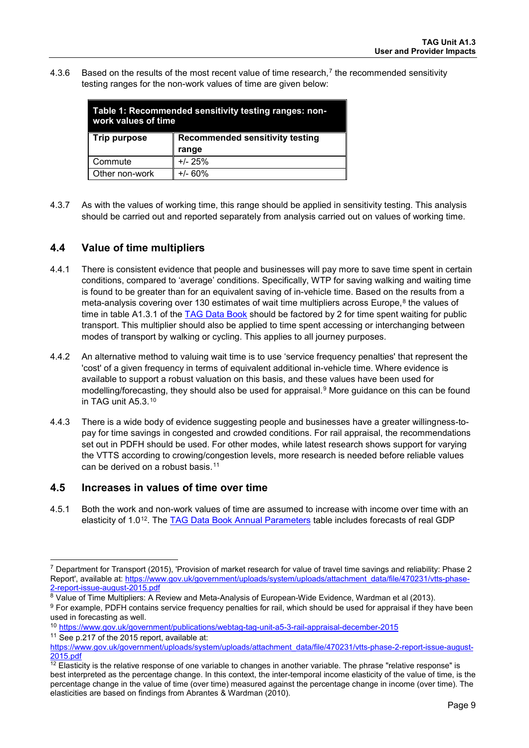4.3.6 Based on the results of the most recent value of time research,[7] the recommended sensitivity testing ranges for the non-work values of time are given below:

**Table 1: Recommended sensitivity testing ranges: non-work values of time**

| Trip purpose | Recommended sensitivity testing range |
|---|---|
| Commute | +/- 25% |
| Other non-work | +/- 60% |

4.3.7 As with the values of working time, this range should be applied in sensitivity testing. This analysis should be carried out and reported separately from analysis carried out on values of working time.

## 4.4 Value of time multipliers

4.4.1 There is consistent evidence that people and businesses will pay more to save time spent in certain conditions, compared to 'average' conditions. Specifically, WTP for saving walking and waiting time is found to be greater than for an equivalent saving of in-vehicle time. Based on the results from a meta-analysis covering over 130 estimates of wait time multipliers across Europe,[8] the values of time in table A1.3.1 of the [TAG Data Book](#) should be factored by 2 for time spent waiting for public transport. This multiplier should also be applied to time spent accessing or interchanging between modes of transport by walking or cycling. This applies to all journey purposes.

4.4.2 An alternative method to valuing wait time is to use 'service frequency penalties' that represent the 'cost' of a given frequency in terms of equivalent additional in-vehicle time. Where evidence is available to support a robust valuation on this basis, and these values have been used for modelling/forecasting, they should also be used for appraisal.[9] More guidance on this can be found in TAG unit A5.3.[10]

4.4.3 There is a wide body of evidence suggesting people and businesses have a greater willingness-to-pay for time savings in congested and crowded conditions. For rail appraisal, the recommendations set out in PDFH should be used. For other modes, while latest research shows support for varying the VTTS according to crowing/congestion levels, more research is needed before reliable values can be derived on a robust basis.[11]

## 4.5 Increases in values of time over time

4.5.1 Both the work and non-work values of time are assumed to increase with income over time with an elasticity of 1.0[12]. The [TAG Data Book Annual Parameters](#) table includes forecasts of real GDP

---

[7] Department for Transport (2015), 'Provision of market research for value of travel time savings and reliability: Phase 2 Report', available at: https://www.gov.uk/government/uploads/system/uploads/attachment_data/file/470231/vtts-phase-2-report-issue-august-2015.pdf

[8] Value of Time Multipliers: A Review and Meta-Analysis of European-Wide Evidence, Wardman et al (2013).

[9] For example, PDFH contains service frequency penalties for rail, which should be used for appraisal if they have been used in forecasting as well.

[10] https://www.gov.uk/government/publications/webtag-tag-unit-a5-3-rail-appraisal-december-2015

[11] See p.217 of the 2015 report, available at: https://www.gov.uk/government/uploads/system/uploads/attachment_data/file/470231/vtts-phase-2-report-issue-august-2015.pdf

[12] Elasticity is the relative response of one variable to changes in another variable. The phrase "relative response" is best interpreted as the percentage change. In this context, the inter-temporal income elasticity of the value of time, is the percentage change in the value of time (over time) measured against the percentage change in income (over time). The elasticities are based on findings from Abrantes & Wardman (2010).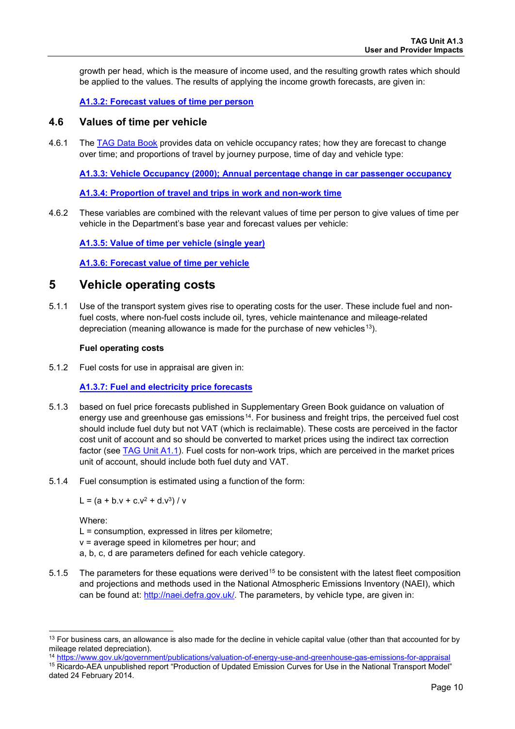growth per head, which is the measure of income used, and the resulting growth rates which should be applied to the values. The results of applying the income growth forecasts, are given in:

**A1.3.2: Forecast values of time per person**

## 4.6 Values of time per vehicle

4.6.1 The TAG Data Book provides data on vehicle occupancy rates; how they are forecast to change over time; and proportions of travel by journey purpose, time of day and vehicle type:

**A1.3.3: Vehicle Occupancy (2000); Annual percentage change in car passenger occupancy**

**A1.3.4: Proportion of travel and trips in work and non-work time**

4.6.2 These variables are combined with the relevant values of time per person to give values of time per vehicle in the Department's base year and forecast values per vehicle:

**A1.3.5: Value of time per vehicle (single year)**

**A1.3.6: Forecast value of time per vehicle**

# 5 Vehicle operating costs

5.1.1 Use of the transport system gives rise to operating costs for the user. These include fuel and non-fuel costs, where non-fuel costs include oil, tyres, vehicle maintenance and mileage-related depreciation (meaning allowance is made for the purchase of new vehicles[13]).

**Fuel operating costs**

5.1.2 Fuel costs for use in appraisal are given in:

**A1.3.7: Fuel and electricity price forecasts**

5.1.3 based on fuel price forecasts published in Supplementary Green Book guidance on valuation of energy use and greenhouse gas emissions[14]. For business and freight trips, the perceived fuel cost should include fuel duty but not VAT (which is reclaimable). These costs are perceived in the factor cost unit of account and so should be converted to market prices using the indirect tax correction factor (see TAG Unit A1.1). Fuel costs for non-work trips, which are perceived in the market prices unit of account, should include both fuel duty and VAT.

5.1.4 Fuel consumption is estimated using a function of the form:

$$L = (a + b.v + c.v^2 + d.v^3) / v$$

Where:
L = consumption, expressed in litres per kilometre;
v = average speed in kilometres per hour; and
a, b, c, d are parameters defined for each vehicle category.

5.1.5 The parameters for these equations were derived[15] to be consistent with the latest fleet composition and projections and methods used in the National Atmospheric Emissions Inventory (NAEI), which can be found at: http://naei.defra.gov.uk/. The parameters, by vehicle type, are given in:

---

[13] For business cars, an allowance is also made for the decline in vehicle capital value (other than that accounted for by mileage related depreciation).

[14] https://www.gov.uk/government/publications/valuation-of-energy-use-and-greenhouse-gas-emissions-for-appraisal

[15] Ricardo-AEA unpublished report "Production of Updated Emission Curves for Use in the National Transport Model" dated 24 February 2014.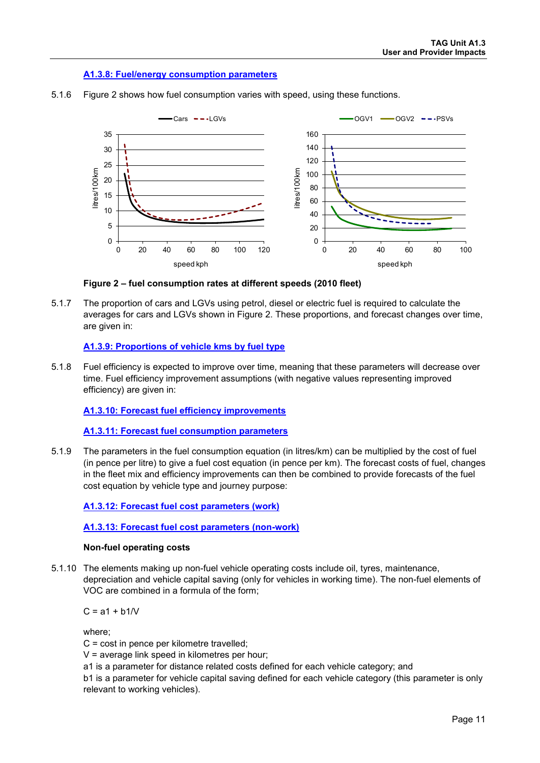**A1.3.8: Fuel/energy consumption parameters**

5.1.6 Figure 2 shows how fuel consumption varies with speed, using these functions.

**Figure 2 – fuel consumption rates at different speeds (2010 fleet)**

5.1.7 The proportion of cars and LGVs using petrol, diesel or electric fuel is required to calculate the averages for cars and LGVs shown in Figure 2. These proportions, and forecast changes over time, are given in:

**A1.3.9: Proportions of vehicle kms by fuel type**

5.1.8 Fuel efficiency is expected to improve over time, meaning that these parameters will decrease over time. Fuel efficiency improvement assumptions (with negative values representing improved efficiency) are given in:

**A1.3.10: Forecast fuel efficiency improvements**

**A1.3.11: Forecast fuel consumption parameters**

5.1.9 The parameters in the fuel consumption equation (in litres/km) can be multiplied by the cost of fuel (in pence per litre) to give a fuel cost equation (in pence per km). The forecast costs of fuel, changes in the fleet mix and efficiency improvements can then be combined to provide forecasts of the fuel cost equation by vehicle type and journey purpose:

**A1.3.12: Forecast fuel cost parameters (work)**

**A1.3.13: Forecast fuel cost parameters (non-work)**

**Non-fuel operating costs**

5.1.10 The elements making up non-fuel vehicle operating costs include oil, tyres, maintenance, depreciation and vehicle capital saving (only for vehicles in working time). The non-fuel elements of VOC are combined in a formula of the form;

$$C = a1 + b1/V$$

where;

C = cost in pence per kilometre travelled;

V = average link speed in kilometres per hour;

a1 is a parameter for distance related costs defined for each vehicle category; and

b1 is a parameter for vehicle capital saving defined for each vehicle category (this parameter is only relevant to working vehicles).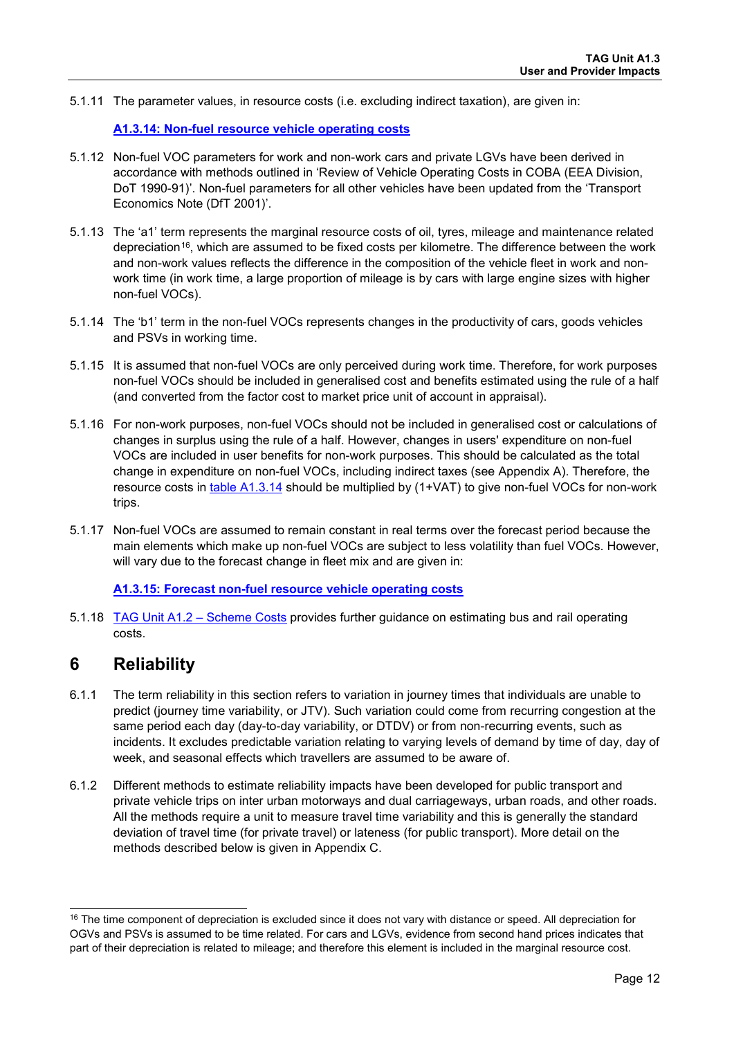5.1.11 The parameter values, in resource costs (i.e. excluding indirect taxation), are given in:

**A1.3.14: Non-fuel resource vehicle operating costs**

5.1.12 Non-fuel VOC parameters for work and non-work cars and private LGVs have been derived in accordance with methods outlined in 'Review of Vehicle Operating Costs in COBA (EEA Division, DoT 1990-91)'. Non-fuel parameters for all other vehicles have been updated from the 'Transport Economics Note (DfT 2001)'.

5.1.13 The 'a1' term represents the marginal resource costs of oil, tyres, mileage and maintenance related depreciation[16], which are assumed to be fixed costs per kilometre. The difference between the work and non-work values reflects the difference in the composition of the vehicle fleet in work and non-work time (in work time, a large proportion of mileage is by cars with large engine sizes with higher non-fuel VOCs).

5.1.14 The 'b1' term in the non-fuel VOCs represents changes in the productivity of cars, goods vehicles and PSVs in working time.

5.1.15 It is assumed that non-fuel VOCs are only perceived during work time. Therefore, for work purposes non-fuel VOCs should be included in generalised cost and benefits estimated using the rule of a half (and converted from the factor cost to market price unit of account in appraisal).

5.1.16 For non-work purposes, non-fuel VOCs should not be included in generalised cost or calculations of changes in surplus using the rule of a half. However, changes in users' expenditure on non-fuel VOCs are included in user benefits for non-work purposes. This should be calculated as the total change in expenditure on non-fuel VOCs, including indirect taxes (see Appendix A). Therefore, the resource costs in table A1.3.14 should be multiplied by (1+VAT) to give non-fuel VOCs for non-work trips.

5.1.17 Non-fuel VOCs are assumed to remain constant in real terms over the forecast period because the main elements which make up non-fuel VOCs are subject to less volatility than fuel VOCs. However, will vary due to the forecast change in fleet mix and are given in:

**A1.3.15: Forecast non-fuel resource vehicle operating costs**

5.1.18 TAG Unit A1.2 – Scheme Costs provides further guidance on estimating bus and rail operating costs.

# 6 Reliability

6.1.1 The term reliability in this section refers to variation in journey times that individuals are unable to predict (journey time variability, or JTV). Such variation could come from recurring congestion at the same period each day (day-to-day variability, or DTDV) or from non-recurring events, such as incidents. It excludes predictable variation relating to varying levels of demand by time of day, day of week, and seasonal effects which travellers are assumed to be aware of.

6.1.2 Different methods to estimate reliability impacts have been developed for public transport and private vehicle trips on inter urban motorways and dual carriageways, urban roads, and other roads. All the methods require a unit to measure travel time variability and this is generally the standard deviation of travel time (for private travel) or lateness (for public transport). More detail on the methods described below is given in Appendix C.

---

[16] The time component of depreciation is excluded since it does not vary with distance or speed. All depreciation for OGVs and PSVs is assumed to be time related. For cars and LGVs, evidence from second hand prices indicates that part of their depreciation is related to mileage; and therefore this element is included in the marginal resource cost.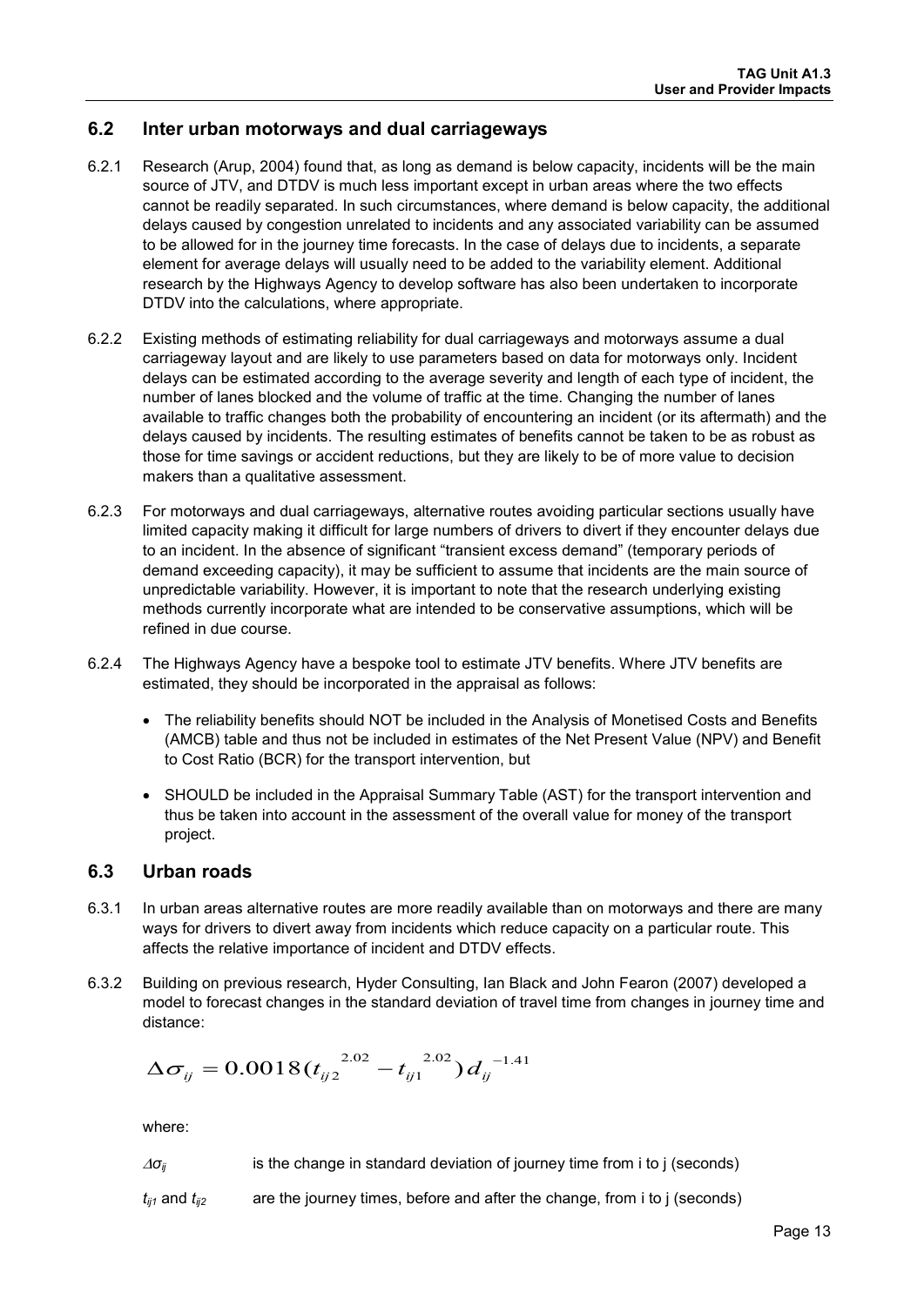## 6.2 Inter urban motorways and dual carriageways

6.2.1 Research (Arup, 2004) found that, as long as demand is below capacity, incidents will be the main source of JTV, and DTDV is much less important except in urban areas where the two effects cannot be readily separated. In such circumstances, where demand is below capacity, the additional delays caused by congestion unrelated to incidents and any associated variability can be assumed to be allowed for in the journey time forecasts. In the case of delays due to incidents, a separate element for average delays will usually need to be added to the variability element. Additional research by the Highways Agency to develop software has also been undertaken to incorporate DTDV into the calculations, where appropriate.

6.2.2 Existing methods of estimating reliability for dual carriageways and motorways assume a dual carriageway layout and are likely to use parameters based on data for motorways only. Incident delays can be estimated according to the average severity and length of each type of incident, the number of lanes blocked and the volume of traffic at the time. Changing the number of lanes available to traffic changes both the probability of encountering an incident (or its aftermath) and the delays caused by incidents. The resulting estimates of benefits cannot be taken to be as robust as those for time savings or accident reductions, but they are likely to be of more value to decision makers than a qualitative assessment.

6.2.3 For motorways and dual carriageways, alternative routes avoiding particular sections usually have limited capacity making it difficult for large numbers of drivers to divert if they encounter delays due to an incident. In the absence of significant "transient excess demand" (temporary periods of demand exceeding capacity), it may be sufficient to assume that incidents are the main source of unpredictable variability. However, it is important to note that the research underlying existing methods currently incorporate what are intended to be conservative assumptions, which will be refined in due course.

6.2.4 The Highways Agency have a bespoke tool to estimate JTV benefits. Where JTV benefits are estimated, they should be incorporated in the appraisal as follows:

- The reliability benefits should NOT be included in the Analysis of Monetised Costs and Benefits (AMCB) table and thus not be included in estimates of the Net Present Value (NPV) and Benefit to Cost Ratio (BCR) for the transport intervention, but
- SHOULD be included in the Appraisal Summary Table (AST) for the transport intervention and thus be taken into account in the assessment of the overall value for money of the transport project.

## 6.3 Urban roads

6.3.1 In urban areas alternative routes are more readily available than on motorways and there are many ways for drivers to divert away from incidents which reduce capacity on a particular route. This affects the relative importance of incident and DTDV effects.

6.3.2 Building on previous research, Hyder Consulting, Ian Black and John Fearon (2007) developed a model to forecast changes in the standard deviation of travel time from changes in journey time and distance:

$$\Delta\sigma_{ij} = 0.0018({t_{ij2}}^{2.02} - {t_{ij1}}^{2.02})\,{d_{ij}}^{-1.41}$$

where:

$\Delta\sigma_{ij}$ is the change in standard deviation of journey time from i to j (seconds)

$t_{ij1}$ and $t_{ij2}$ are the journey times, before and after the change, from i to j (seconds)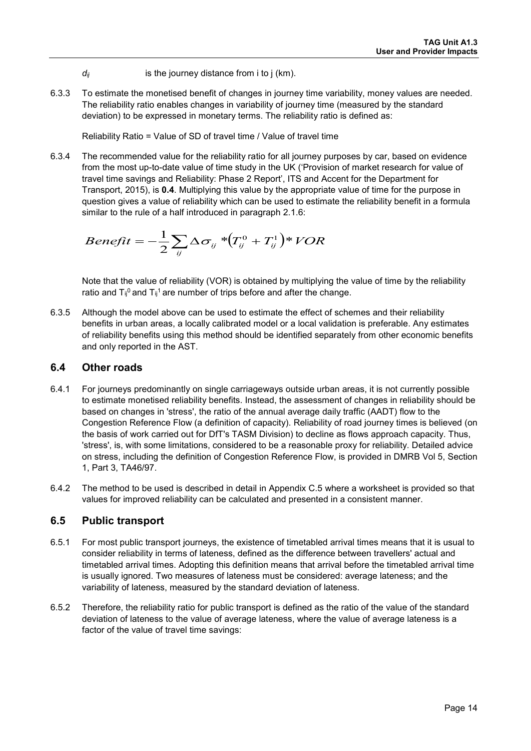$d_{ij}$ is the journey distance from i to j (km).

6.3.3 To estimate the monetised benefit of changes in journey time variability, money values are needed. The reliability ratio enables changes in variability of journey time (measured by the standard deviation) to be expressed in monetary terms. The reliability ratio is defined as:

Reliability Ratio = Value of SD of travel time / Value of travel time

6.3.4 The recommended value for the reliability ratio for all journey purposes by car, based on evidence from the most up-to-date value of time study in the UK ('Provision of market research for value of travel time savings and Reliability: Phase 2 Report', ITS and Accent for the Department for Transport, 2015), is **0.4**. Multiplying this value by the appropriate value of time for the purpose in question gives a value of reliability which can be used to estimate the reliability benefit in a formula similar to the rule of a half introduced in paragraph 2.1.6:

$$Benefit = -\frac{1}{2}\sum_{ij}\Delta\sigma_{ij} * \left(T_{ij}^{0} + T_{ij}^{1}\right) * VOR$$

Note that the value of reliability (VOR) is obtained by multiplying the value of time by the reliability ratio and $T_{ij}^{0}$ and $T_{ij}^{1}$ are number of trips before and after the change.

6.3.5 Although the model above can be used to estimate the effect of schemes and their reliability benefits in urban areas, a locally calibrated model or a local validation is preferable. Any estimates of reliability benefits using this method should be identified separately from other economic benefits and only reported in the AST.

## 6.4 Other roads

6.4.1 For journeys predominantly on single carriageways outside urban areas, it is not currently possible to estimate monetised reliability benefits. Instead, the assessment of changes in reliability should be based on changes in 'stress', the ratio of the annual average daily traffic (AADT) flow to the Congestion Reference Flow (a definition of capacity). Reliability of road journey times is believed (on the basis of work carried out for DfT's TASM Division) to decline as flows approach capacity. Thus, 'stress', is, with some limitations, considered to be a reasonable proxy for reliability. Detailed advice on stress, including the definition of Congestion Reference Flow, is provided in DMRB Vol 5, Section 1, Part 3, TA46/97.

6.4.2 The method to be used is described in detail in Appendix C.5 where a worksheet is provided so that values for improved reliability can be calculated and presented in a consistent manner.

## 6.5 Public transport

6.5.1 For most public transport journeys, the existence of timetabled arrival times means that it is usual to consider reliability in terms of lateness, defined as the difference between travellers' actual and timetabled arrival times. Adopting this definition means that arrival before the timetabled arrival time is usually ignored. Two measures of lateness must be considered: average lateness; and the variability of lateness, measured by the standard deviation of lateness.

6.5.2 Therefore, the reliability ratio for public transport is defined as the ratio of the value of the standard deviation of lateness to the value of average lateness, where the value of average lateness is a factor of the value of travel time savings: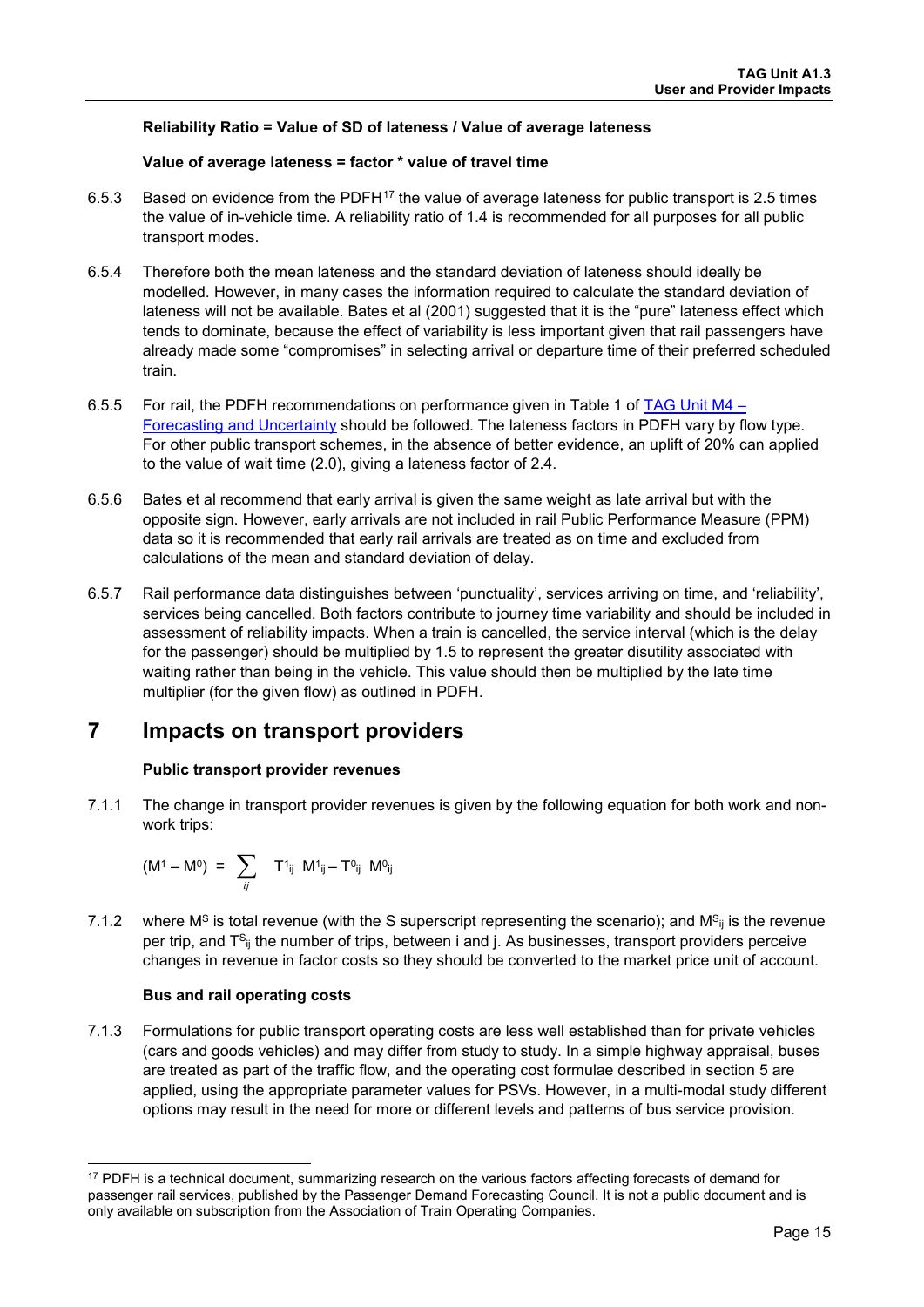**Reliability Ratio = Value of SD of lateness / Value of average lateness**

**Value of average lateness = factor * value of travel time**

6.5.3 Based on evidence from the PDFH[17] the value of average lateness for public transport is 2.5 times the value of in-vehicle time. A reliability ratio of 1.4 is recommended for all purposes for all public transport modes.

6.5.4 Therefore both the mean lateness and the standard deviation of lateness should ideally be modelled. However, in many cases the information required to calculate the standard deviation of lateness will not be available. Bates et al (2001) suggested that it is the "pure" lateness effect which tends to dominate, because the effect of variability is less important given that rail passengers have already made some "compromises" in selecting arrival or departure time of their preferred scheduled train.

6.5.5 For rail, the PDFH recommendations on performance given in Table 1 of [TAG Unit M4 – Forecasting and Uncertainty] should be followed. The lateness factors in PDFH vary by flow type. For other public transport schemes, in the absence of better evidence, an uplift of 20% can applied to the value of wait time (2.0), giving a lateness factor of 2.4.

6.5.6 Bates et al recommend that early arrival is given the same weight as late arrival but with the opposite sign. However, early arrivals are not included in rail Public Performance Measure (PPM) data so it is recommended that early rail arrivals are treated as on time and excluded from calculations of the mean and standard deviation of delay.

6.5.7 Rail performance data distinguishes between 'punctuality', services arriving on time, and 'reliability', services being cancelled. Both factors contribute to journey time variability and should be included in assessment of reliability impacts. When a train is cancelled, the service interval (which is the delay for the passenger) should be multiplied by 1.5 to represent the greater disutility associated with waiting rather than being in the vehicle. This value should then be multiplied by the late time multiplier (for the given flow) as outlined in PDFH.

# 7 Impacts on transport providers

**Public transport provider revenues**

7.1.1 The change in transport provider revenues is given by the following equation for both work and non-work trips:

$$(M^1 - M^0) = \sum_{ij} T^1_{ij}\ M^1_{ij} - T^0_{ij}\ M^0_{ij}$$

7.1.2 where $M^S$ is total revenue (with the S superscript representing the scenario); and $M^S_{ij}$ is the revenue per trip, and $T^S_{ij}$ the number of trips, between i and j. As businesses, transport providers perceive changes in revenue in factor costs so they should be converted to the market price unit of account.

**Bus and rail operating costs**

7.1.3 Formulations for public transport operating costs are less well established than for private vehicles (cars and goods vehicles) and may differ from study to study. In a simple highway appraisal, buses are treated as part of the traffic flow, and the operating cost formulae described in section 5 are applied, using the appropriate parameter values for PSVs. However, in a multi-modal study different options may result in the need for more or different levels and patterns of bus service provision.

[17] PDFH is a technical document, summarizing research on the various factors affecting forecasts of demand for passenger rail services, published by the Passenger Demand Forecasting Council. It is not a public document and is only available on subscription from the Association of Train Operating Companies.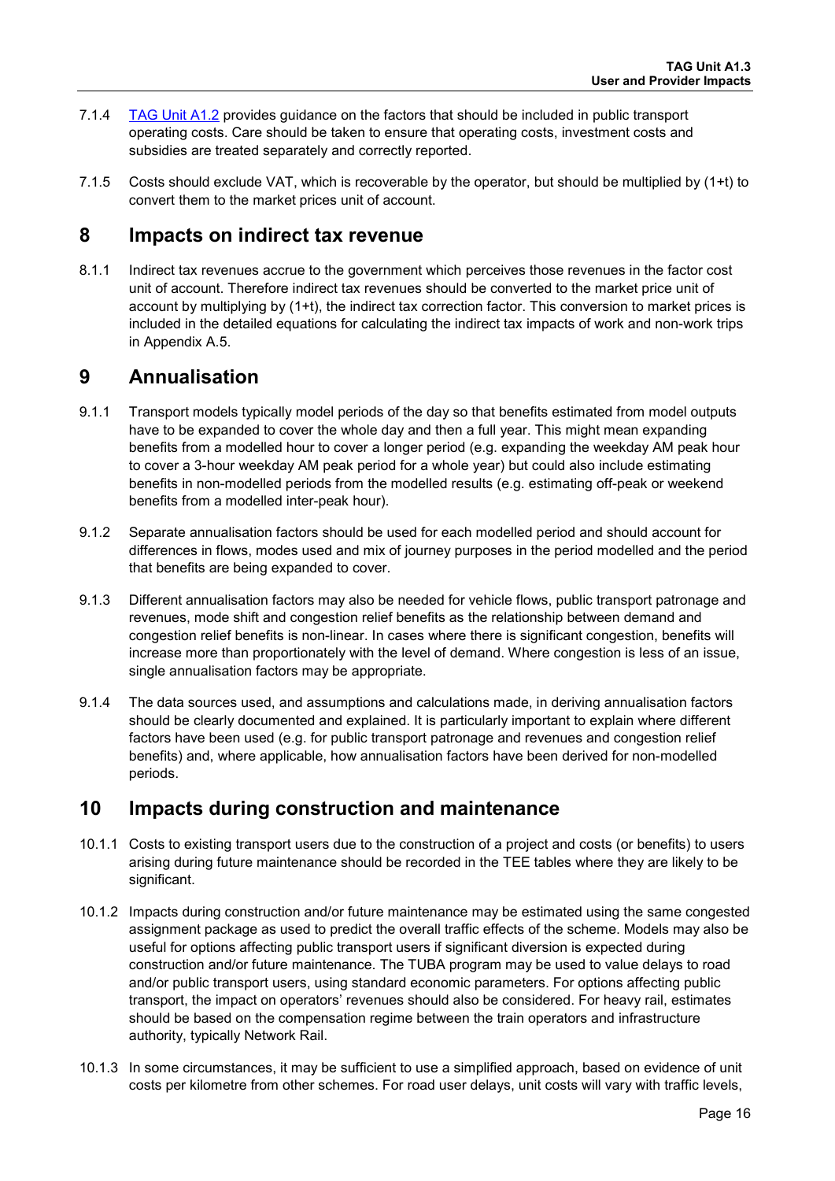7.1.4 [TAG Unit A1.2](#) provides guidance on the factors that should be included in public transport operating costs. Care should be taken to ensure that operating costs, investment costs and subsidies are treated separately and correctly reported.

7.1.5 Costs should exclude VAT, which is recoverable by the operator, but should be multiplied by (1+t) to convert them to the market prices unit of account.

## 8 Impacts on indirect tax revenue

8.1.1 Indirect tax revenues accrue to the government which perceives those revenues in the factor cost unit of account. Therefore indirect tax revenues should be converted to the market price unit of account by multiplying by (1+t), the indirect tax correction factor. This conversion to market prices is included in the detailed equations for calculating the indirect tax impacts of work and non-work trips in Appendix A.5.

## 9 Annualisation

9.1.1 Transport models typically model periods of the day so that benefits estimated from model outputs have to be expanded to cover the whole day and then a full year. This might mean expanding benefits from a modelled hour to cover a longer period (e.g. expanding the weekday AM peak hour to cover a 3-hour weekday AM peak period for a whole year) but could also include estimating benefits in non-modelled periods from the modelled results (e.g. estimating off-peak or weekend benefits from a modelled inter-peak hour).

9.1.2 Separate annualisation factors should be used for each modelled period and should account for differences in flows, modes used and mix of journey purposes in the period modelled and the period that benefits are being expanded to cover.

9.1.3 Different annualisation factors may also be needed for vehicle flows, public transport patronage and revenues, mode shift and congestion relief benefits as the relationship between demand and congestion relief benefits is non-linear. In cases where there is significant congestion, benefits will increase more than proportionately with the level of demand. Where congestion is less of an issue, single annualisation factors may be appropriate.

9.1.4 The data sources used, and assumptions and calculations made, in deriving annualisation factors should be clearly documented and explained. It is particularly important to explain where different factors have been used (e.g. for public transport patronage and revenues and congestion relief benefits) and, where applicable, how annualisation factors have been derived for non-modelled periods.

## 10 Impacts during construction and maintenance

10.1.1 Costs to existing transport users due to the construction of a project and costs (or benefits) to users arising during future maintenance should be recorded in the TEE tables where they are likely to be significant.

10.1.2 Impacts during construction and/or future maintenance may be estimated using the same congested assignment package as used to predict the overall traffic effects of the scheme. Models may also be useful for options affecting public transport users if significant diversion is expected during construction and/or future maintenance. The TUBA program may be used to value delays to road and/or public transport users, using standard economic parameters. For options affecting public transport, the impact on operators' revenues should also be considered. For heavy rail, estimates should be based on the compensation regime between the train operators and infrastructure authority, typically Network Rail.

10.1.3 In some circumstances, it may be sufficient to use a simplified approach, based on evidence of unit costs per kilometre from other schemes. For road user delays, unit costs will vary with traffic levels,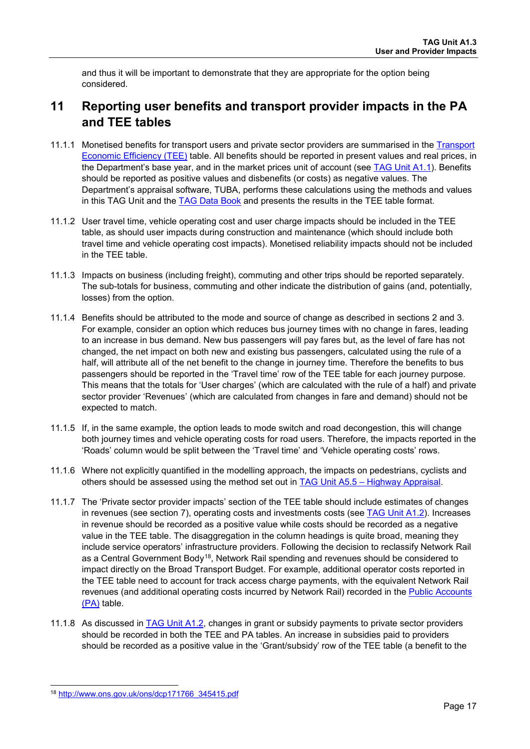and thus it will be important to demonstrate that they are appropriate for the option being considered.

# 11 Reporting user benefits and transport provider impacts in the PA and TEE tables

11.1.1 Monetised benefits for transport users and private sector providers are summarised in the Transport Economic Efficiency (TEE) table. All benefits should be reported in present values and real prices, in the Department's base year, and in the market prices unit of account (see TAG Unit A1.1). Benefits should be reported as positive values and disbenefits (or costs) as negative values. The Department's appraisal software, TUBA, performs these calculations using the methods and values in this TAG Unit and the TAG Data Book and presents the results in the TEE table format.

11.1.2 User travel time, vehicle operating cost and user charge impacts should be included in the TEE table, as should user impacts during construction and maintenance (which should include both travel time and vehicle operating cost impacts). Monetised reliability impacts should not be included in the TEE table.

11.1.3 Impacts on business (including freight), commuting and other trips should be reported separately. The sub-totals for business, commuting and other indicate the distribution of gains (and, potentially, losses) from the option.

11.1.4 Benefits should be attributed to the mode and source of change as described in sections 2 and 3. For example, consider an option which reduces bus journey times with no change in fares, leading to an increase in bus demand. New bus passengers will pay fares but, as the level of fare has not changed, the net impact on both new and existing bus passengers, calculated using the rule of a half, will attribute all of the net benefit to the change in journey time. Therefore the benefits to bus passengers should be reported in the 'Travel time' row of the TEE table for each journey purpose. This means that the totals for 'User charges' (which are calculated with the rule of a half) and private sector provider 'Revenues' (which are calculated from changes in fare and demand) should not be expected to match.

11.1.5 If, in the same example, the option leads to mode switch and road decongestion, this will change both journey times and vehicle operating costs for road users. Therefore, the impacts reported in the 'Roads' column would be split between the 'Travel time' and 'Vehicle operating costs' rows.

11.1.6 Where not explicitly quantified in the modelling approach, the impacts on pedestrians, cyclists and others should be assessed using the method set out in TAG Unit A5.5 – Highway Appraisal.

11.1.7 The 'Private sector provider impacts' section of the TEE table should include estimates of changes in revenues (see section 7), operating costs and investments costs (see TAG Unit A1.2). Increases in revenue should be recorded as a positive value while costs should be recorded as a negative value in the TEE table. The disaggregation in the column headings is quite broad, meaning they include service operators' infrastructure providers. Following the decision to reclassify Network Rail as a Central Government Body[18], Network Rail spending and revenues should be considered to impact directly on the Broad Transport Budget. For example, additional operator costs reported in the TEE table need to account for track access charge payments, with the equivalent Network Rail revenues (and additional operating costs incurred by Network Rail) recorded in the Public Accounts (PA) table.

11.1.8 As discussed in TAG Unit A1.2, changes in grant or subsidy payments to private sector providers should be recorded in both the TEE and PA tables. An increase in subsidies paid to providers should be recorded as a positive value in the 'Grant/subsidy' row of the TEE table (a benefit to the

[18] http://www.ons.gov.uk/ons/dcp171766_345415.pdf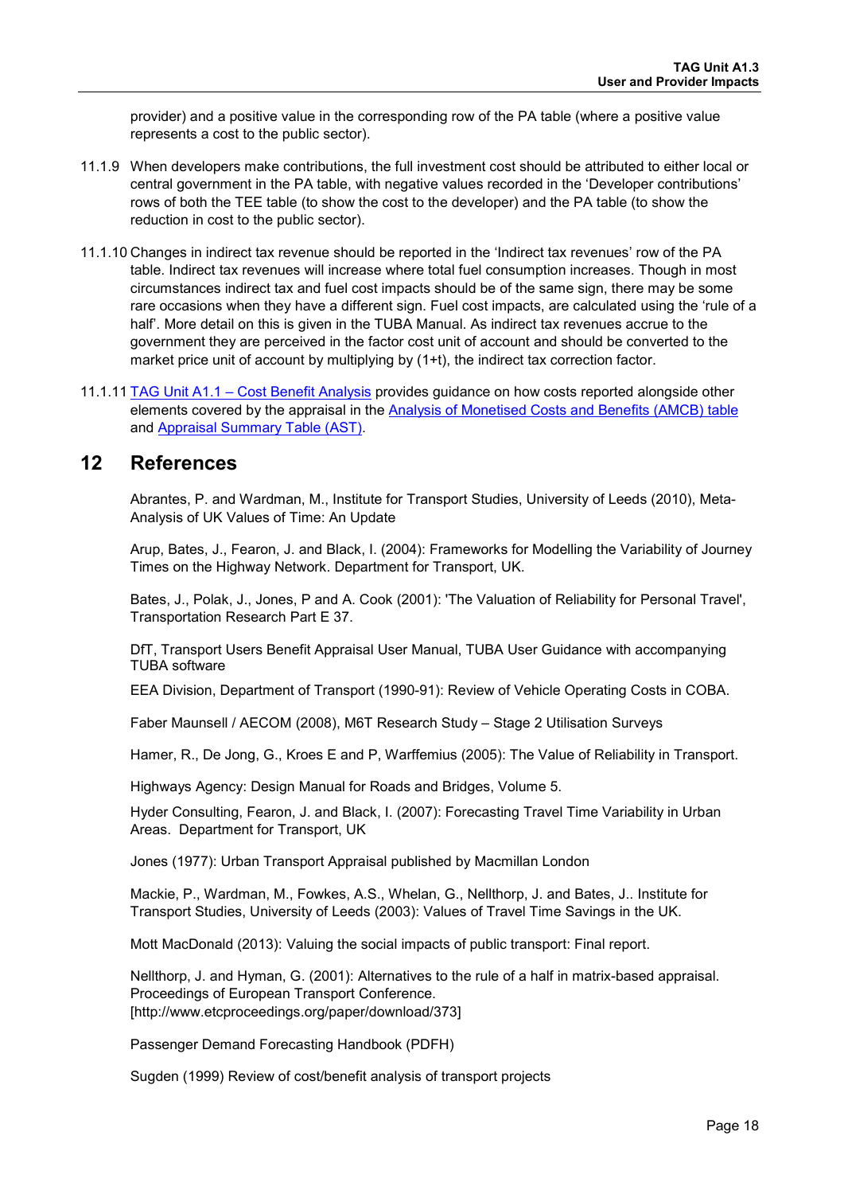provider) and a positive value in the corresponding row of the PA table (where a positive value represents a cost to the public sector).

11.1.9 When developers make contributions, the full investment cost should be attributed to either local or central government in the PA table, with negative values recorded in the 'Developer contributions' rows of both the TEE table (to show the cost to the developer) and the PA table (to show the reduction in cost to the public sector).

11.1.10 Changes in indirect tax revenue should be reported in the 'Indirect tax revenues' row of the PA table. Indirect tax revenues will increase where total fuel consumption increases. Though in most circumstances indirect tax and fuel cost impacts should be of the same sign, there may be some rare occasions when they have a different sign. Fuel cost impacts, are calculated using the 'rule of a half'. More detail on this is given in the TUBA Manual. As indirect tax revenues accrue to the government they are perceived in the factor cost unit of account and should be converted to the market price unit of account by multiplying by (1+t), the indirect tax correction factor.

11.1.11 TAG Unit A1.1 – Cost Benefit Analysis provides guidance on how costs reported alongside other elements covered by the appraisal in the Analysis of Monetised Costs and Benefits (AMCB) table and Appraisal Summary Table (AST).

## 12 References

Abrantes, P. and Wardman, M., Institute for Transport Studies, University of Leeds (2010), Meta-Analysis of UK Values of Time: An Update

Arup, Bates, J., Fearon, J. and Black, I. (2004): Frameworks for Modelling the Variability of Journey Times on the Highway Network. Department for Transport, UK.

Bates, J., Polak, J., Jones, P and A. Cook (2001): 'The Valuation of Reliability for Personal Travel', Transportation Research Part E 37.

DfT, Transport Users Benefit Appraisal User Manual, TUBA User Guidance with accompanying TUBA software

EEA Division, Department of Transport (1990-91): Review of Vehicle Operating Costs in COBA.

Faber Maunsell / AECOM (2008), M6T Research Study – Stage 2 Utilisation Surveys

Hamer, R., De Jong, G., Kroes E and P, Warffemius (2005): The Value of Reliability in Transport.

Highways Agency: Design Manual for Roads and Bridges, Volume 5.

Hyder Consulting, Fearon, J. and Black, I. (2007): Forecasting Travel Time Variability in Urban Areas. Department for Transport, UK

Jones (1977): Urban Transport Appraisal published by Macmillan London

Mackie, P., Wardman, M., Fowkes, A.S., Whelan, G., Nellthorp, J. and Bates, J.. Institute for Transport Studies, University of Leeds (2003): Values of Travel Time Savings in the UK.

Mott MacDonald (2013): Valuing the social impacts of public transport: Final report.

Nellthorp, J. and Hyman, G. (2001): Alternatives to the rule of a half in matrix-based appraisal. Proceedings of European Transport Conference. [http://www.etcproceedings.org/paper/download/373]

Passenger Demand Forecasting Handbook (PDFH)

Sugden (1999) Review of cost/benefit analysis of transport projects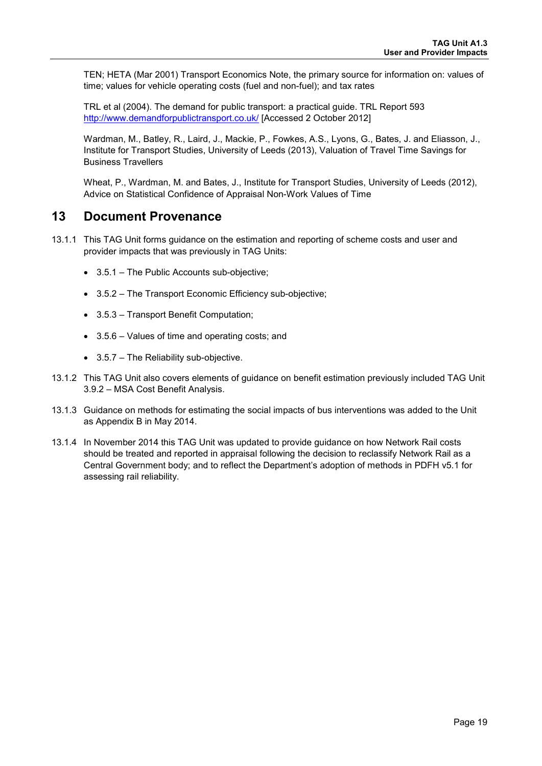TEN; HETA (Mar 2001) Transport Economics Note, the primary source for information on: values of time; values for vehicle operating costs (fuel and non-fuel); and tax rates

TRL et al (2004). The demand for public transport: a practical guide. TRL Report 593 http://www.demandforpublictransport.co.uk/ [Accessed 2 October 2012]

Wardman, M., Batley, R., Laird, J., Mackie, P., Fowkes, A.S., Lyons, G., Bates, J. and Eliasson, J., Institute for Transport Studies, University of Leeds (2013), Valuation of Travel Time Savings for Business Travellers

Wheat, P., Wardman, M. and Bates, J., Institute for Transport Studies, University of Leeds (2012), Advice on Statistical Confidence of Appraisal Non-Work Values of Time

# 13 Document Provenance

13.1.1 This TAG Unit forms guidance on the estimation and reporting of scheme costs and user and provider impacts that was previously in TAG Units:

- 3.5.1 – The Public Accounts sub-objective;
- 3.5.2 – The Transport Economic Efficiency sub-objective;
- 3.5.3 – Transport Benefit Computation;
- 3.5.6 – Values of time and operating costs; and
- 3.5.7 – The Reliability sub-objective.

13.1.2 This TAG Unit also covers elements of guidance on benefit estimation previously included TAG Unit 3.9.2 – MSA Cost Benefit Analysis.

13.1.3 Guidance on methods for estimating the social impacts of bus interventions was added to the Unit as Appendix B in May 2014.

13.1.4 In November 2014 this TAG Unit was updated to provide guidance on how Network Rail costs should be treated and reported in appraisal following the decision to reclassify Network Rail as a Central Government body; and to reflect the Department's adoption of methods in PDFH v5.1 for assessing rail reliability.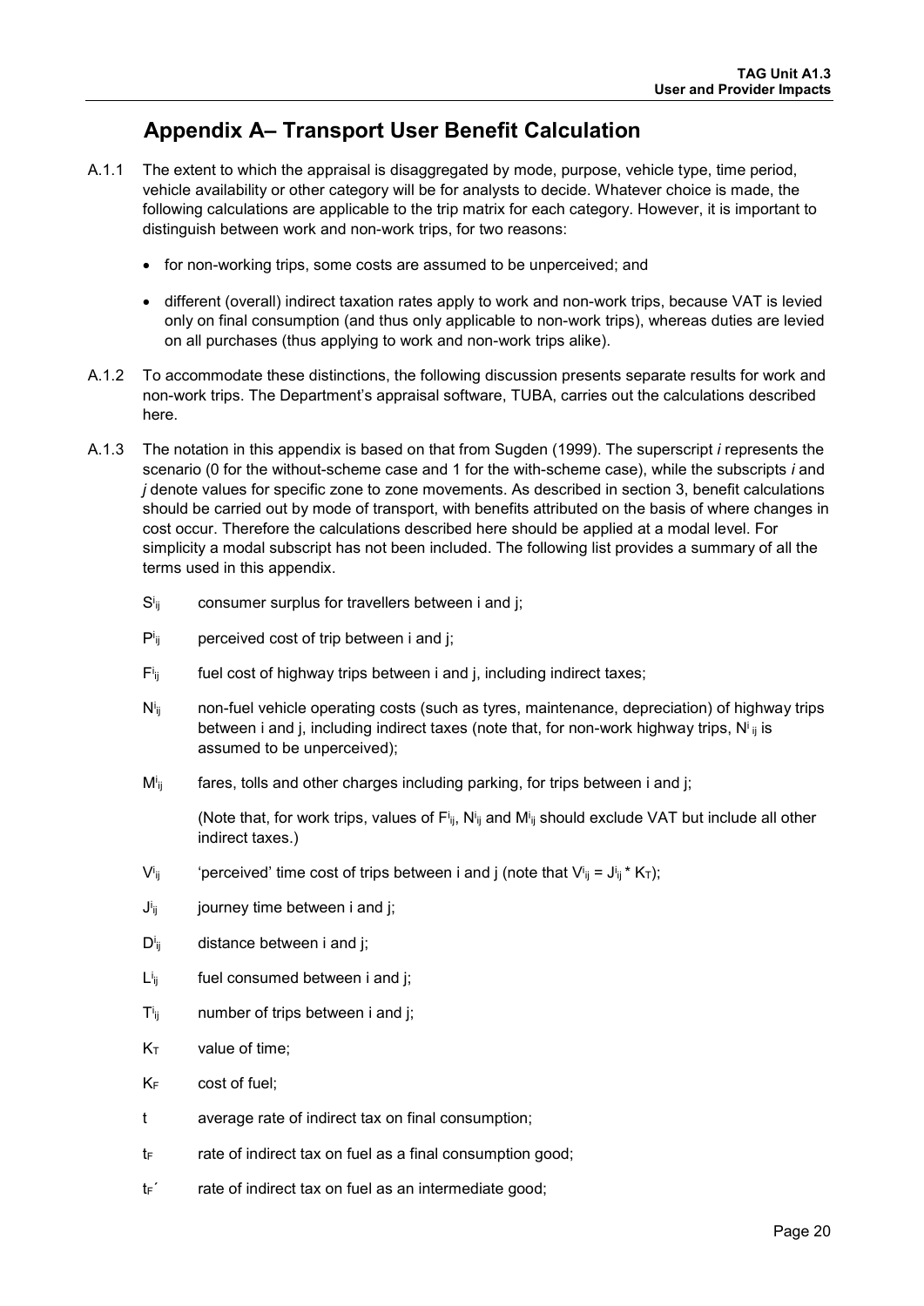# Appendix A– Transport User Benefit Calculation

A.1.1 The extent to which the appraisal is disaggregated by mode, purpose, vehicle type, time period, vehicle availability or other category will be for analysts to decide. Whatever choice is made, the following calculations are applicable to the trip matrix for each category. However, it is important to distinguish between work and non-work trips, for two reasons:

- for non-working trips, some costs are assumed to be unperceived; and
- different (overall) indirect taxation rates apply to work and non-work trips, because VAT is levied only on final consumption (and thus only applicable to non-work trips), whereas duties are levied on all purchases (thus applying to work and non-work trips alike).

A.1.2 To accommodate these distinctions, the following discussion presents separate results for work and non-work trips. The Department's appraisal software, TUBA, carries out the calculations described here.

A.1.3 The notation in this appendix is based on that from Sugden (1999). The superscript *i* represents the scenario (0 for the without-scheme case and 1 for the with-scheme case), while the subscripts *i* and *j* denote values for specific zone to zone movements. As described in section 3, benefit calculations should be carried out by mode of transport, with benefits attributed on the basis of where changes in cost occur. Therefore the calculations described here should be applied at a modal level. For simplicity a modal subscript has not been included. The following list provides a summary of all the terms used in this appendix.

$S^i_{ij}$ consumer surplus for travellers between i and j;

$P^i_{ij}$ perceived cost of trip between i and j;

$F^i_{ij}$ fuel cost of highway trips between i and j, including indirect taxes;

$N^i_{ij}$ non-fuel vehicle operating costs (such as tyres, maintenance, depreciation) of highway trips between i and j, including indirect taxes (note that, for non-work highway trips, $N^i_{ij}$ is assumed to be unperceived);

$M^i_{ij}$ fares, tolls and other charges including parking, for trips between i and j;

(Note that, for work trips, values of $F^i_{ij}$, $N^i_{ij}$ and $M^i_{ij}$ should exclude VAT but include all other indirect taxes.)

$V^i_{ij}$ 'perceived' time cost of trips between i and j (note that $V^i_{ij} = J^i_{ij} * K_T$);

$J^i_{ij}$ journey time between i and j;

$D^i_{ij}$ distance between i and j;

$L^i_{ij}$ fuel consumed between i and j;

$T^i_{ij}$ number of trips between i and j;

$K_T$ value of time;

$K_F$ cost of fuel;

$t$ average rate of indirect tax on final consumption;

$t_F$ rate of indirect tax on fuel as a final consumption good;

$t_F'$ rate of indirect tax on fuel as an intermediate good;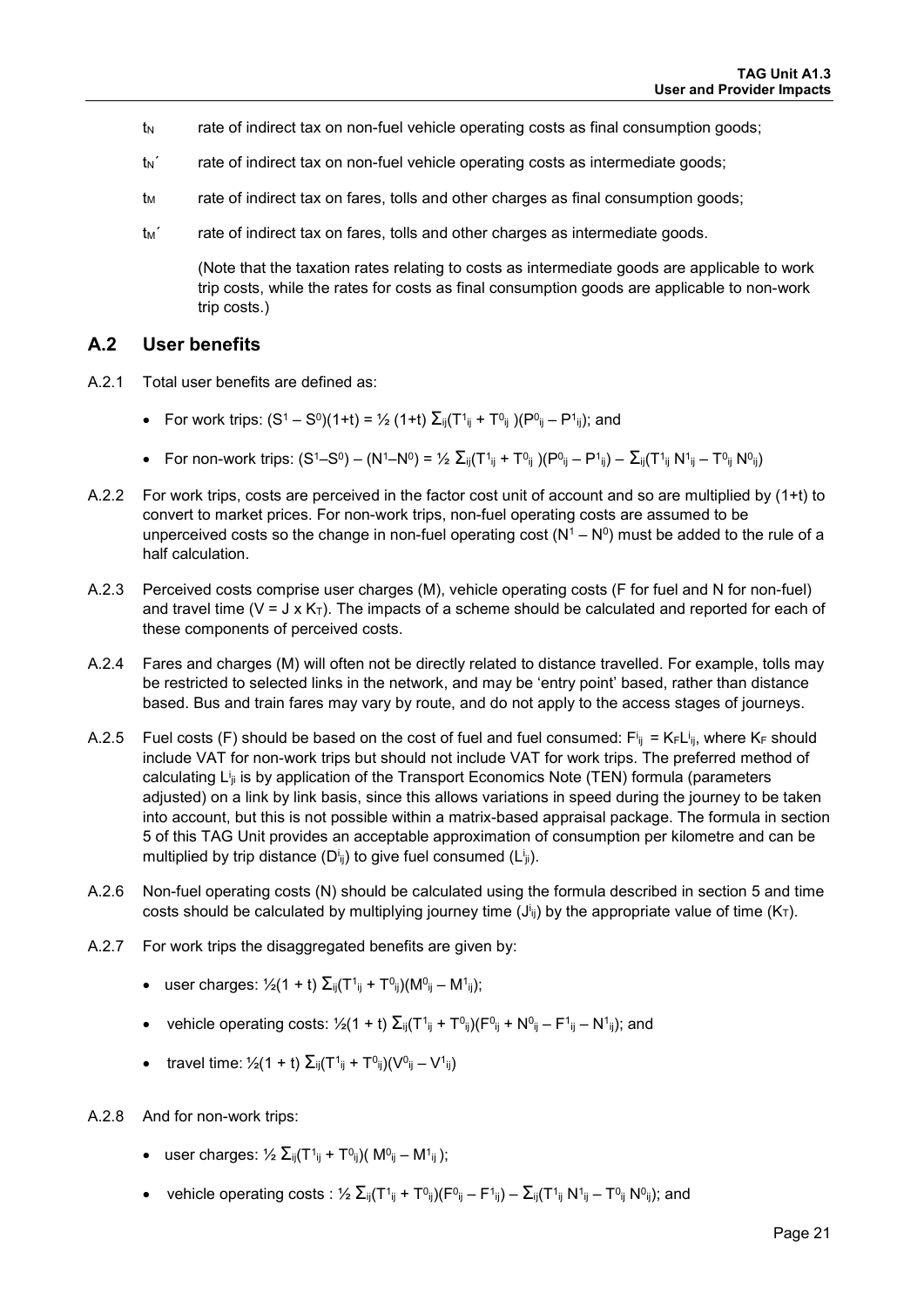- $t_N$ rate of indirect tax on non-fuel vehicle operating costs as final consumption goods;
- $t_N{}'$ rate of indirect tax on non-fuel vehicle operating costs as intermediate goods;
- $t_M$ rate of indirect tax on fares, tolls and other charges as final consumption goods;
- $t_M{}'$ rate of indirect tax on fares, tolls and other charges as intermediate goods.

  (Note that the taxation rates relating to costs as intermediate goods are applicable to work trip costs, while the rates for costs as final consumption goods are applicable to non-work trip costs.)

## A.2 User benefits

A.2.1 Total user benefits are defined as:

- For work trips: $(S^1 - S^0)(1+t) = ½ (1+t) \Sigma_{ij}(T^1_{ij} + T^0_{ij})(P^0_{ij} - P^1_{ij})$; and
- For non-work trips: $(S^1 - S^0) - (N^1 - N^0) = ½ \Sigma_{ij}(T^1_{ij} + T^0_{ij})(P^0_{ij} - P^1_{ij}) - \Sigma_{ij}(T^1_{ij} N^1_{ij} - T^0_{ij} N^0_{ij})$

A.2.2 For work trips, costs are perceived in the factor cost unit of account and so are multiplied by (1+t) to convert to market prices. For non-work trips, non-fuel operating costs are assumed to be unperceived costs so the change in non-fuel operating cost $(N^1 - N^0)$ must be added to the rule of a half calculation.

A.2.3 Perceived costs comprise user charges (M), vehicle operating costs (F for fuel and N for non-fuel) and travel time ($V = J \times K_T$). The impacts of a scheme should be calculated and reported for each of these components of perceived costs.

A.2.4 Fares and charges (M) will often not be directly related to distance travelled. For example, tolls may be restricted to selected links in the network, and may be 'entry point' based, rather than distance based. Bus and train fares may vary by route, and do not apply to the access stages of journeys.

A.2.5 Fuel costs (F) should be based on the cost of fuel and fuel consumed: $F^i_{ij} = K_F L^i_{ij}$, where $K_F$ should include VAT for non-work trips but should not include VAT for work trips. The preferred method of calculating $L^i_{ji}$ is by application of the Transport Economics Note (TEN) formula (parameters adjusted) on a link by link basis, since this allows variations in speed during the journey to be taken into account, but this is not possible within a matrix-based appraisal package. The formula in section 5 of this TAG Unit provides an acceptable approximation of consumption per kilometre and can be multiplied by trip distance ($D^i_{ij}$) to give fuel consumed ($L^i_{ji}$).

A.2.6 Non-fuel operating costs (N) should be calculated using the formula described in section 5 and time costs should be calculated by multiplying journey time ($J^i_{ij}$) by the appropriate value of time ($K_T$).

A.2.7 For work trips the disaggregated benefits are given by:

- user charges: $½(1 + t) \Sigma_{ij}(T^1_{ij} + T^0_{ij})(M^0_{ij} - M^1_{ij})$;
- vehicle operating costs: $½(1 + t) \Sigma_{ij}(T^1_{ij} + T^0_{ij})(F^0_{ij} + N^0_{ij} - F^1_{ij} - N^1_{ij})$; and
- travel time: $½(1 + t) \Sigma_{ij}(T^1_{ij} + T^0_{ij})(V^0_{ij} - V^1_{ij})$

A.2.8 And for non-work trips:

- user charges: $½ \Sigma_{ij}(T^1_{ij} + T^0_{ij})(M^0_{ij} - M^1_{ij})$;
- vehicle operating costs : $½ \Sigma_{ij}(T^1_{ij} + T^0_{ij})(F^0_{ij} - F^1_{ij}) - \Sigma_{ij}(T^1_{ij} N^1_{ij} - T^0_{ij} N^0_{ij})$; and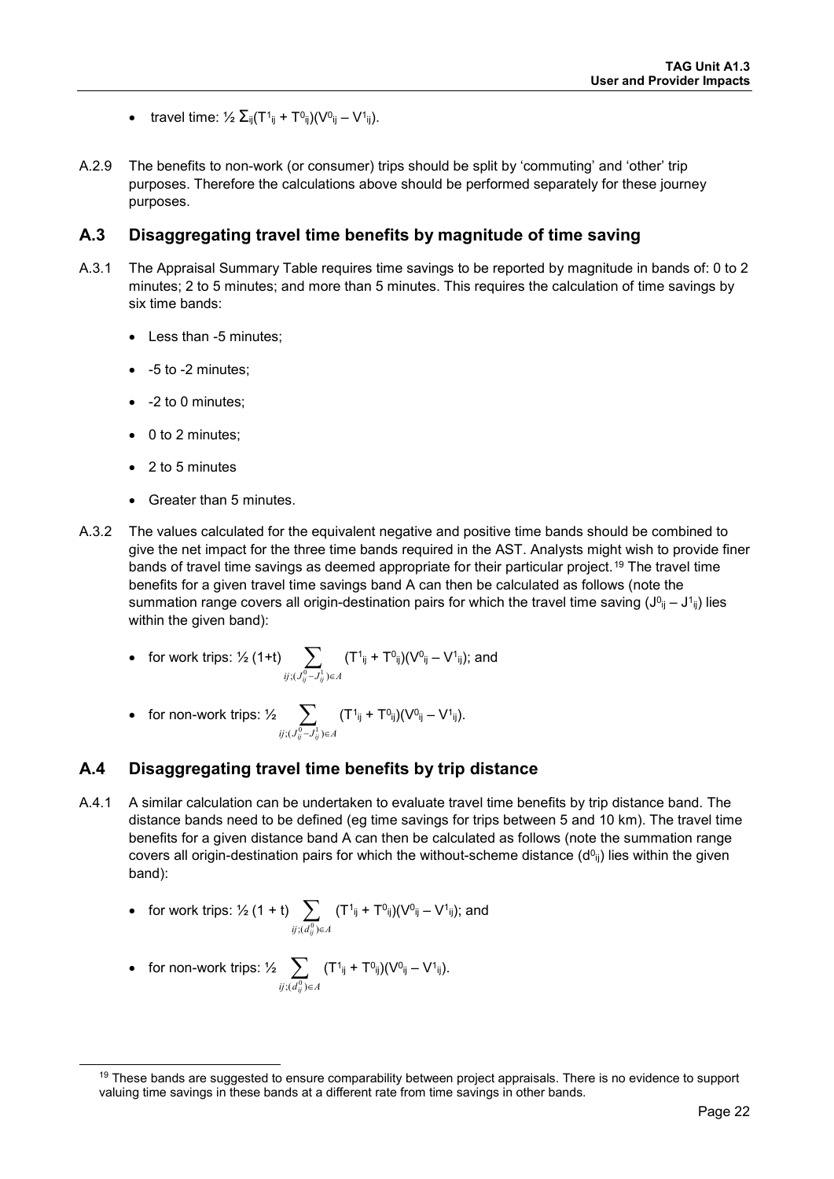- travel time: $\frac{1}{2} \Sigma_{ij}(T^1_{ij} + T^0_{ij})(V^0_{ij} - V^1_{ij})$.

A.2.9 The benefits to non-work (or consumer) trips should be split by 'commuting' and 'other' trip purposes. Therefore the calculations above should be performed separately for these journey purposes.

## A.3 Disaggregating travel time benefits by magnitude of time saving

A.3.1 The Appraisal Summary Table requires time savings to be reported by magnitude in bands of: 0 to 2 minutes; 2 to 5 minutes; and more than 5 minutes. This requires the calculation of time savings by six time bands:

- Less than -5 minutes;
- -5 to -2 minutes;
- -2 to 0 minutes;
- 0 to 2 minutes;
- 2 to 5 minutes
- Greater than 5 minutes.

A.3.2 The values calculated for the equivalent negative and positive time bands should be combined to give the net impact for the three time bands required in the AST. Analysts might wish to provide finer bands of travel time savings as deemed appropriate for their particular project.[19] The travel time benefits for a given travel time savings band A can then be calculated as follows (note the summation range covers all origin-destination pairs for which the travel time saving ($J^0_{ij} - J^1_{ij}$) lies within the given band):

- for work trips: $\frac{1}{2}(1+t) \sum_{ij;(J^0_{ij} - J^1_{ij}) \in A} (T^1_{ij} + T^0_{ij})(V^0_{ij} - V^1_{ij})$; and
- for non-work trips: $\frac{1}{2} \sum_{ij;(J^0_{ij} - J^1_{ij}) \in A} (T^1_{ij} + T^0_{ij})(V^0_{ij} - V^1_{ij})$.

## A.4 Disaggregating travel time benefits by trip distance

A.4.1 A similar calculation can be undertaken to evaluate travel time benefits by trip distance band. The distance bands need to be defined (eg time savings for trips between 5 and 10 km). The travel time benefits for a given distance band A can then be calculated as follows (note the summation range covers all origin-destination pairs for which the without-scheme distance ($d^0_{ij}$) lies within the given band):

- for work trips: $\frac{1}{2}(1+t) \sum_{ij;(d^0_{ij}) \in A} (T^1_{ij} + T^0_{ij})(V^0_{ij} - V^1_{ij})$; and
- for non-work trips: $\frac{1}{2} \sum_{ij;(d^0_{ij}) \in A} (T^1_{ij} + T^0_{ij})(V^0_{ij} - V^1_{ij})$.

---

[19] These bands are suggested to ensure comparability between project appraisals. There is no evidence to support valuing time savings in these bands at a different rate from time savings in other bands.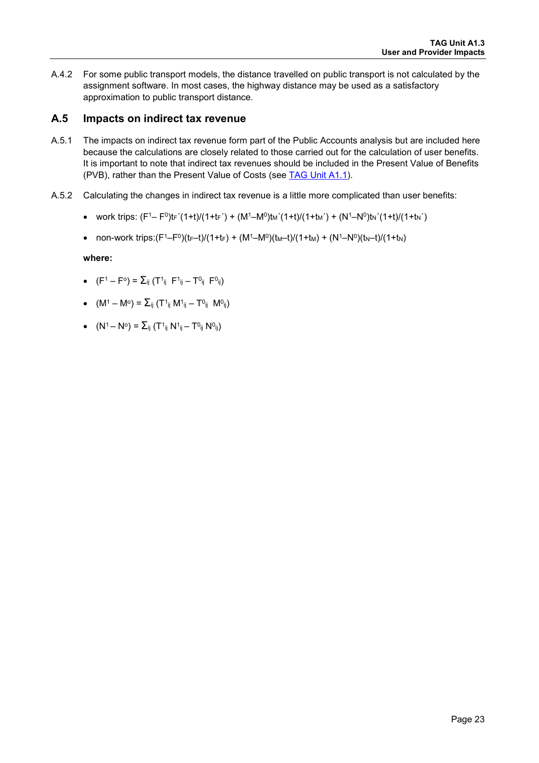A.4.2 For some public transport models, the distance travelled on public transport is not calculated by the assignment software. In most cases, the highway distance may be used as a satisfactory approximation to public transport distance.

## A.5 Impacts on indirect tax revenue

A.5.1 The impacts on indirect tax revenue form part of the Public Accounts analysis but are included here because the calculations are closely related to those carried out for the calculation of user benefits. It is important to note that indirect tax revenues should be included in the Present Value of Benefits (PVB), rather than the Present Value of Costs (see TAG Unit A1.1).

A.5.2 Calculating the changes in indirect tax revenue is a little more complicated than user benefits:

- work trips: $(F^1 – F^0)t_F'(1+t)/(1+t_F') + (M^1–M^0)t_M'(1+t)/(1+t_M') + (N^1–N^0)t_N'(1+t)/(1+t_N')$
- non-work trips: $(F^1–F^0)(t_F–t)/(1+t_F) + (M^1–M^0)(t_M–t)/(1+t_M) + (N^1–N^0)(t_N–t)/(1+t_N)$

**where:**

- $(F^1 – F^o) = \Sigma_{ij} (T^1_{ij}\ F^1_{ij} – T^0_{ij}\ F^0_{ij})$
- $(M^1 – M^o) = \Sigma_{ij} (T^1_{ij}\ M^1_{ij} – T^0_{ij}\ M^0_{ij})$
- $(N^1 – N^o) = \Sigma_{ij} (T^1_{ij}\ N^1_{ij} – T^0_{ij}\ N^0_{ij})$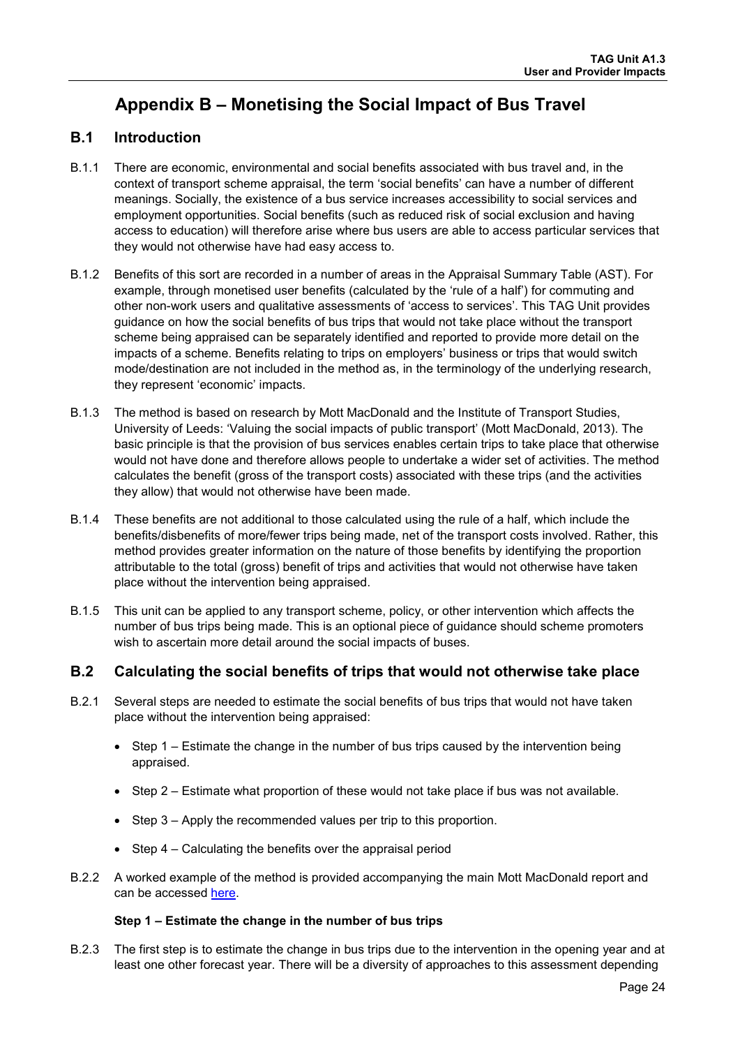# Appendix B – Monetising the Social Impact of Bus Travel

## B.1 Introduction

B.1.1 There are economic, environmental and social benefits associated with bus travel and, in the context of transport scheme appraisal, the term 'social benefits' can have a number of different meanings. Socially, the existence of a bus service increases accessibility to social services and employment opportunities. Social benefits (such as reduced risk of social exclusion and having access to education) will therefore arise where bus users are able to access particular services that they would not otherwise have had easy access to.

B.1.2 Benefits of this sort are recorded in a number of areas in the Appraisal Summary Table (AST). For example, through monetised user benefits (calculated by the 'rule of a half') for commuting and other non-work users and qualitative assessments of 'access to services'. This TAG Unit provides guidance on how the social benefits of bus trips that would not take place without the transport scheme being appraised can be separately identified and reported to provide more detail on the impacts of a scheme. Benefits relating to trips on employers' business or trips that would switch mode/destination are not included in the method as, in the terminology of the underlying research, they represent 'economic' impacts.

B.1.3 The method is based on research by Mott MacDonald and the Institute of Transport Studies, University of Leeds: 'Valuing the social impacts of public transport' (Mott MacDonald, 2013). The basic principle is that the provision of bus services enables certain trips to take place that otherwise would not have done and therefore allows people to undertake a wider set of activities. The method calculates the benefit (gross of the transport costs) associated with these trips (and the activities they allow) that would not otherwise have been made.

B.1.4 These benefits are not additional to those calculated using the rule of a half, which include the benefits/disbenefits of more/fewer trips being made, net of the transport costs involved. Rather, this method provides greater information on the nature of those benefits by identifying the proportion attributable to the total (gross) benefit of trips and activities that would not otherwise have taken place without the intervention being appraised.

B.1.5 This unit can be applied to any transport scheme, policy, or other intervention which affects the number of bus trips being made. This is an optional piece of guidance should scheme promoters wish to ascertain more detail around the social impacts of buses.

## B.2 Calculating the social benefits of trips that would not otherwise take place

B.2.1 Several steps are needed to estimate the social benefits of bus trips that would not have taken place without the intervention being appraised:

- Step 1 – Estimate the change in the number of bus trips caused by the intervention being appraised.
- Step 2 – Estimate what proportion of these would not take place if bus was not available.
- Step 3 – Apply the recommended values per trip to this proportion.
- Step 4 – Calculating the benefits over the appraisal period

B.2.2 A worked example of the method is provided accompanying the main Mott MacDonald report and can be accessed here.

**Step 1 – Estimate the change in the number of bus trips**

B.2.3 The first step is to estimate the change in bus trips due to the intervention in the opening year and at least one other forecast year. There will be a diversity of approaches to this assessment depending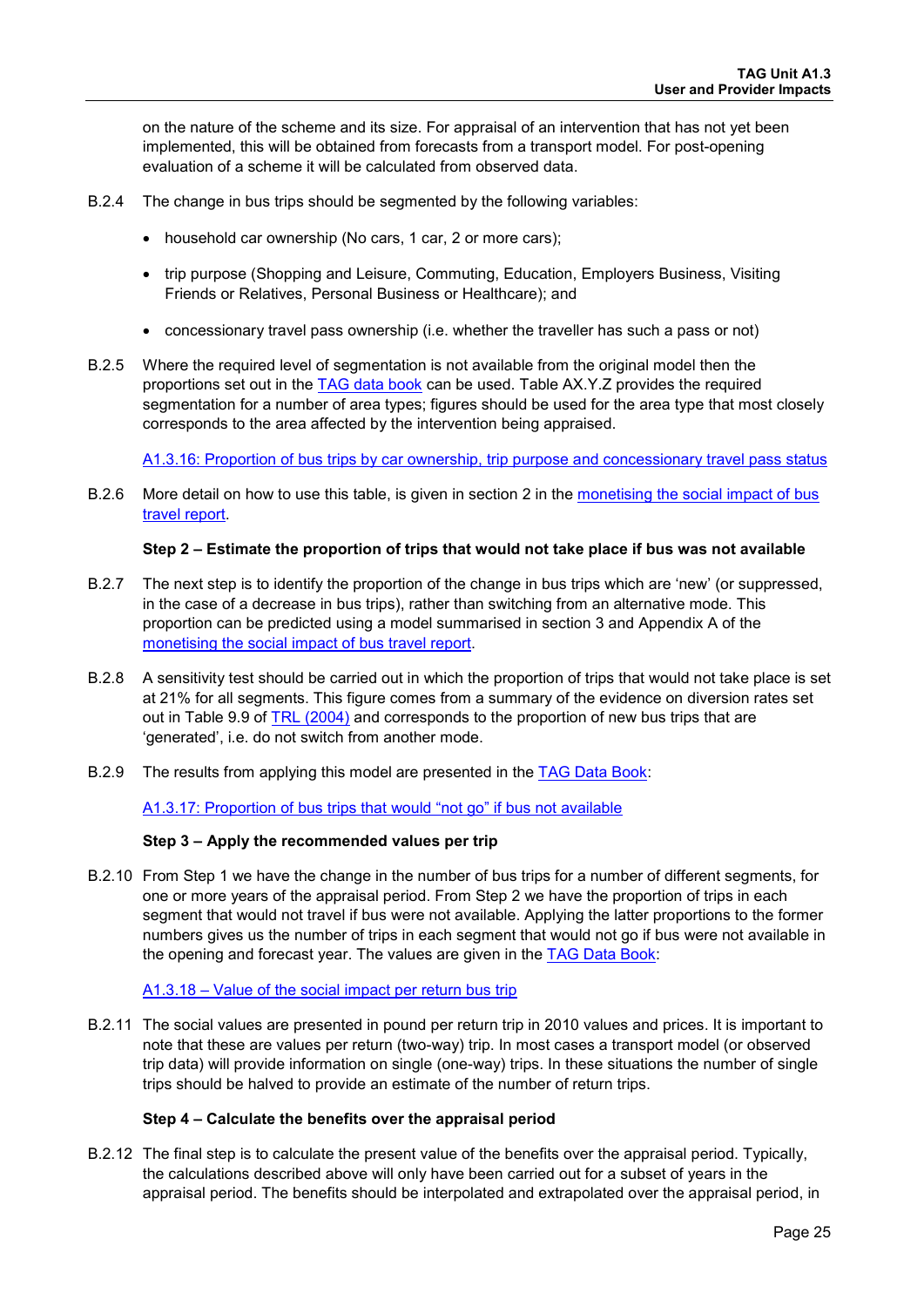on the nature of the scheme and its size. For appraisal of an intervention that has not yet been implemented, this will be obtained from forecasts from a transport model. For post-opening evaluation of a scheme it will be calculated from observed data.

B.2.4 The change in bus trips should be segmented by the following variables:

- household car ownership (No cars, 1 car, 2 or more cars);
- trip purpose (Shopping and Leisure, Commuting, Education, Employers Business, Visiting Friends or Relatives, Personal Business or Healthcare); and
- concessionary travel pass ownership (i.e. whether the traveller has such a pass or not)

B.2.5 Where the required level of segmentation is not available from the original model then the proportions set out in the TAG data book can be used. Table AX.Y.Z provides the required segmentation for a number of area types; figures should be used for the area type that most closely corresponds to the area affected by the intervention being appraised.

A1.3.16: Proportion of bus trips by car ownership, trip purpose and concessionary travel pass status

B.2.6 More detail on how to use this table, is given in section 2 in the monetising the social impact of bus travel report.

**Step 2 – Estimate the proportion of trips that would not take place if bus was not available**

B.2.7 The next step is to identify the proportion of the change in bus trips which are 'new' (or suppressed, in the case of a decrease in bus trips), rather than switching from an alternative mode. This proportion can be predicted using a model summarised in section 3 and Appendix A of the monetising the social impact of bus travel report.

B.2.8 A sensitivity test should be carried out in which the proportion of trips that would not take place is set at 21% for all segments. This figure comes from a summary of the evidence on diversion rates set out in Table 9.9 of TRL (2004) and corresponds to the proportion of new bus trips that are 'generated', i.e. do not switch from another mode.

B.2.9 The results from applying this model are presented in the TAG Data Book:

A1.3.17: Proportion of bus trips that would "not go" if bus not available

**Step 3 – Apply the recommended values per trip**

B.2.10 From Step 1 we have the change in the number of bus trips for a number of different segments, for one or more years of the appraisal period. From Step 2 we have the proportion of trips in each segment that would not travel if bus were not available. Applying the latter proportions to the former numbers gives us the number of trips in each segment that would not go if bus were not available in the opening and forecast year. The values are given in the TAG Data Book:

A1.3.18 – Value of the social impact per return bus trip

B.2.11 The social values are presented in pound per return trip in 2010 values and prices. It is important to note that these are values per return (two-way) trip. In most cases a transport model (or observed trip data) will provide information on single (one-way) trips. In these situations the number of single trips should be halved to provide an estimate of the number of return trips.

**Step 4 – Calculate the benefits over the appraisal period**

B.2.12 The final step is to calculate the present value of the benefits over the appraisal period. Typically, the calculations described above will only have been carried out for a subset of years in the appraisal period. The benefits should be interpolated and extrapolated over the appraisal period, in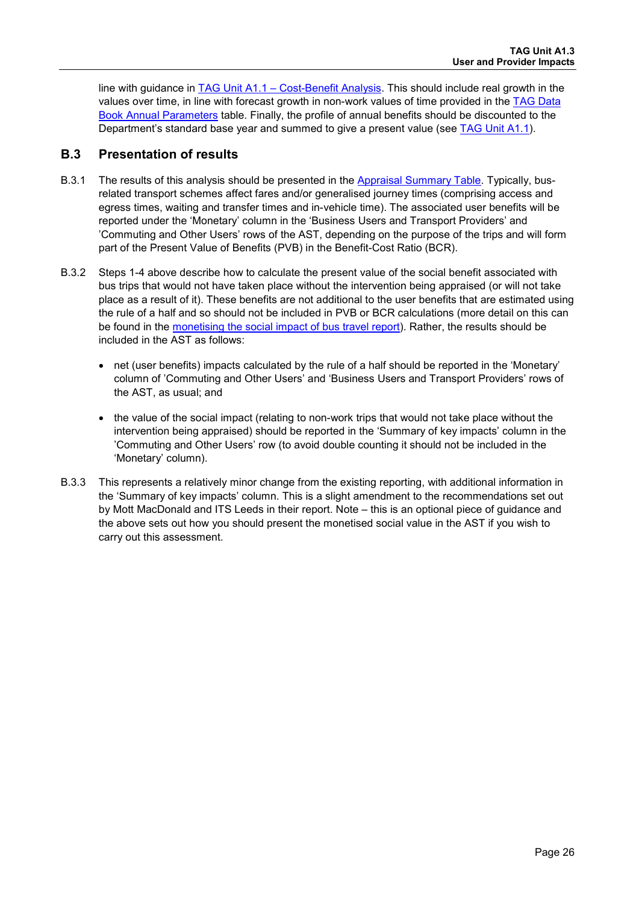line with guidance in TAG Unit A1.1 – Cost-Benefit Analysis. This should include real growth in the values over time, in line with forecast growth in non-work values of time provided in the TAG Data Book Annual Parameters table. Finally, the profile of annual benefits should be discounted to the Department's standard base year and summed to give a present value (see TAG Unit A1.1).

## B.3 Presentation of results

B.3.1 The results of this analysis should be presented in the Appraisal Summary Table. Typically, bus-related transport schemes affect fares and/or generalised journey times (comprising access and egress times, waiting and transfer times and in-vehicle time). The associated user benefits will be reported under the 'Monetary' column in the 'Business Users and Transport Providers' and 'Commuting and Other Users' rows of the AST, depending on the purpose of the trips and will form part of the Present Value of Benefits (PVB) in the Benefit-Cost Ratio (BCR).

B.3.2 Steps 1-4 above describe how to calculate the present value of the social benefit associated with bus trips that would not have taken place without the intervention being appraised (or will not take place as a result of it). These benefits are not additional to the user benefits that are estimated using the rule of a half and so should not be included in PVB or BCR calculations (more detail on this can be found in the monetising the social impact of bus travel report). Rather, the results should be included in the AST as follows:

- net (user benefits) impacts calculated by the rule of a half should be reported in the 'Monetary' column of 'Commuting and Other Users' and 'Business Users and Transport Providers' rows of the AST, as usual; and

- the value of the social impact (relating to non-work trips that would not take place without the intervention being appraised) should be reported in the 'Summary of key impacts' column in the 'Commuting and Other Users' row (to avoid double counting it should not be included in the 'Monetary' column).

B.3.3 This represents a relatively minor change from the existing reporting, with additional information in the 'Summary of key impacts' column. This is a slight amendment to the recommendations set out by Mott MacDonald and ITS Leeds in their report. Note – this is an optional piece of guidance and the above sets out how you should present the monetised social value in the AST if you wish to carry out this assessment.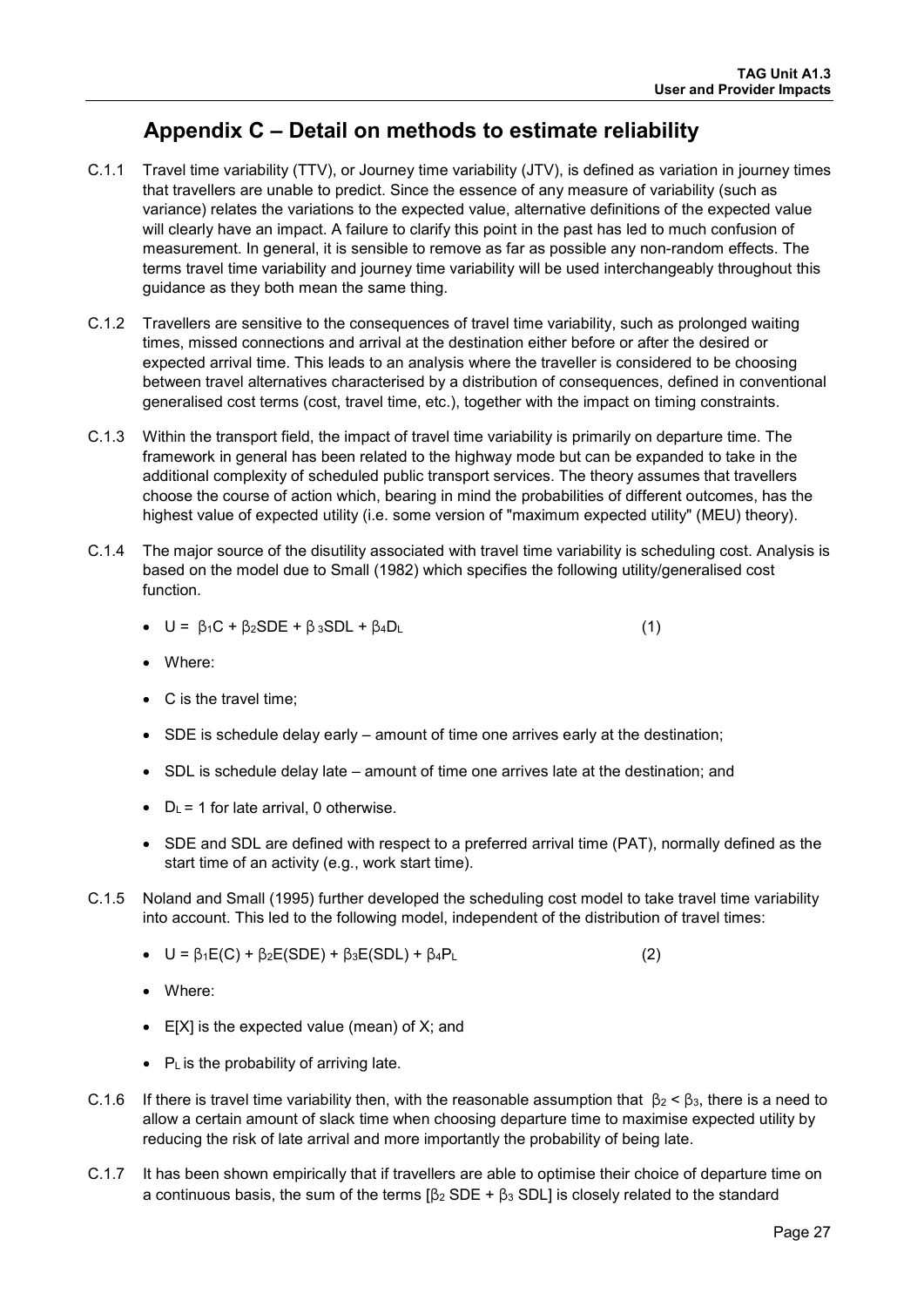## Appendix C – Detail on methods to estimate reliability

C.1.1 Travel time variability (TTV), or Journey time variability (JTV), is defined as variation in journey times that travellers are unable to predict. Since the essence of any measure of variability (such as variance) relates the variations to the expected value, alternative definitions of the expected value will clearly have an impact. A failure to clarify this point in the past has led to much confusion of measurement. In general, it is sensible to remove as far as possible any non-random effects. The terms travel time variability and journey time variability will be used interchangeably throughout this guidance as they both mean the same thing.

C.1.2 Travellers are sensitive to the consequences of travel time variability, such as prolonged waiting times, missed connections and arrival at the destination either before or after the desired or expected arrival time. This leads to an analysis where the traveller is considered to be choosing between travel alternatives characterised by a distribution of consequences, defined in conventional generalised cost terms (cost, travel time, etc.), together with the impact on timing constraints.

C.1.3 Within the transport field, the impact of travel time variability is primarily on departure time. The framework in general has been related to the highway mode but can be expanded to take in the additional complexity of scheduled public transport services. The theory assumes that travellers choose the course of action which, bearing in mind the probabilities of different outcomes, has the highest value of expected utility (i.e. some version of "maximum expected utility" (MEU) theory).

C.1.4 The major source of the disutility associated with travel time variability is scheduling cost. Analysis is based on the model due to Small (1982) which specifies the following utility/generalised cost function.

- $U = \beta_1 C + \beta_2 SDE + \beta_3 SDL + \beta_4 D_L$ (1)
- Where:
- C is the travel time;
- SDE is schedule delay early – amount of time one arrives early at the destination;
- SDL is schedule delay late – amount of time one arrives late at the destination; and
- $D_L = 1$ for late arrival, 0 otherwise.
- SDE and SDL are defined with respect to a preferred arrival time (PAT), normally defined as the start time of an activity (e.g., work start time).

C.1.5 Noland and Small (1995) further developed the scheduling cost model to take travel time variability into account. This led to the following model, independent of the distribution of travel times:

- $U = \beta_1 E(C) + \beta_2 E(SDE) + \beta_3 E(SDL) + \beta_4 P_L$ (2)
- Where:
- E[X] is the expected value (mean) of X; and
- $P_L$ is the probability of arriving late.

C.1.6 If there is travel time variability then, with the reasonable assumption that $\beta_2 < \beta_3$, there is a need to allow a certain amount of slack time when choosing departure time to maximise expected utility by reducing the risk of late arrival and more importantly the probability of being late.

C.1.7 It has been shown empirically that if travellers are able to optimise their choice of departure time on a continuous basis, the sum of the terms $[\beta_2 \text{ SDE} + \beta_3 \text{ SDL}]$ is closely related to the standard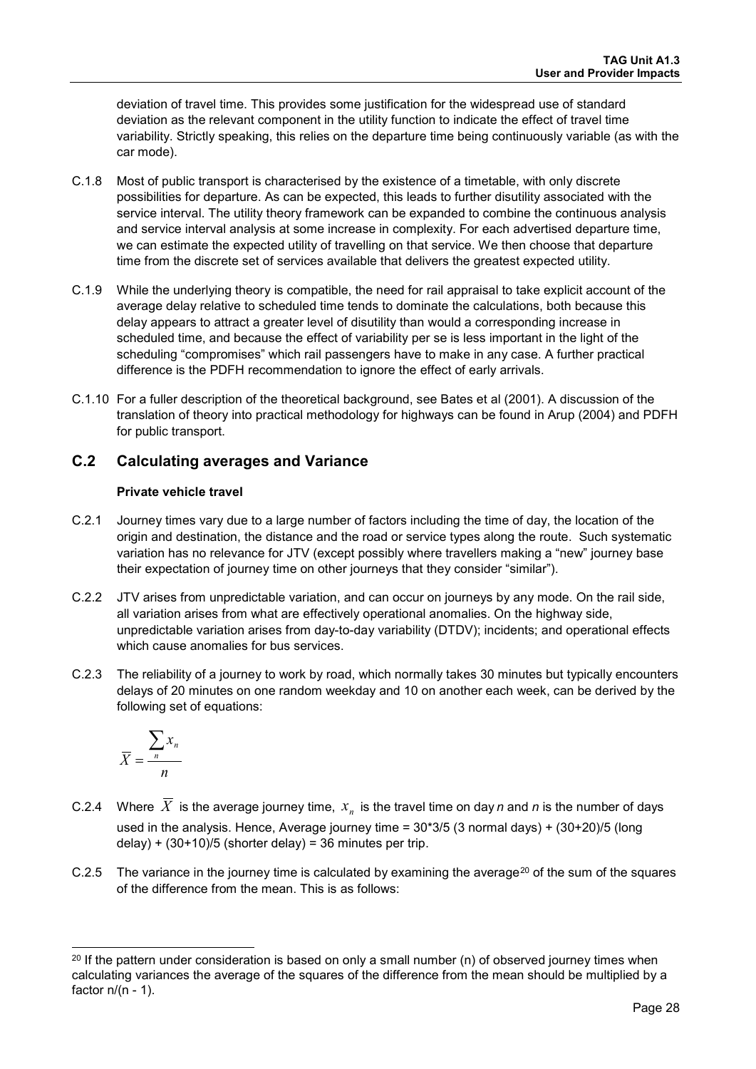deviation of travel time. This provides some justification for the widespread use of standard deviation as the relevant component in the utility function to indicate the effect of travel time variability. Strictly speaking, this relies on the departure time being continuously variable (as with the car mode).

C.1.8 Most of public transport is characterised by the existence of a timetable, with only discrete possibilities for departure. As can be expected, this leads to further disutility associated with the service interval. The utility theory framework can be expanded to combine the continuous analysis and service interval analysis at some increase in complexity. For each advertised departure time, we can estimate the expected utility of travelling on that service. We then choose that departure time from the discrete set of services available that delivers the greatest expected utility.

C.1.9 While the underlying theory is compatible, the need for rail appraisal to take explicit account of the average delay relative to scheduled time tends to dominate the calculations, both because this delay appears to attract a greater level of disutility than would a corresponding increase in scheduled time, and because the effect of variability per se is less important in the light of the scheduling "compromises" which rail passengers have to make in any case. A further practical difference is the PDFH recommendation to ignore the effect of early arrivals.

C.1.10 For a fuller description of the theoretical background, see Bates et al (2001). A discussion of the translation of theory into practical methodology for highways can be found in Arup (2004) and PDFH for public transport.

## C.2 Calculating averages and Variance

### Private vehicle travel

C.2.1 Journey times vary due to a large number of factors including the time of day, the location of the origin and destination, the distance and the road or service types along the route. Such systematic variation has no relevance for JTV (except possibly where travellers making a "new" journey base their expectation of journey time on other journeys that they consider "similar").

C.2.2 JTV arises from unpredictable variation, and can occur on journeys by any mode. On the rail side, all variation arises from what are effectively operational anomalies. On the highway side, unpredictable variation arises from day-to-day variability (DTDV); incidents; and operational effects which cause anomalies for bus services.

C.2.3 The reliability of a journey to work by road, which normally takes 30 minutes but typically encounters delays of 20 minutes on one random weekday and 10 on another each week, can be derived by the following set of equations:

$$\overline{X} = \frac{\sum_{n} x_n}{n}$$

C.2.4 Where $\overline{X}$ is the average journey time, $x_n$ is the travel time on day *n* and *n* is the number of days used in the analysis. Hence, Average journey time = 30*3/5 (3 normal days) + (30+20)/5 (long delay) + (30+10)/5 (shorter delay) = 36 minutes per trip.

C.2.5 The variance in the journey time is calculated by examining the average[20] of the sum of the squares of the difference from the mean. This is as follows:

[20] If the pattern under consideration is based on only a small number (n) of observed journey times when calculating variances the average of the squares of the difference from the mean should be multiplied by a factor n/(n - 1).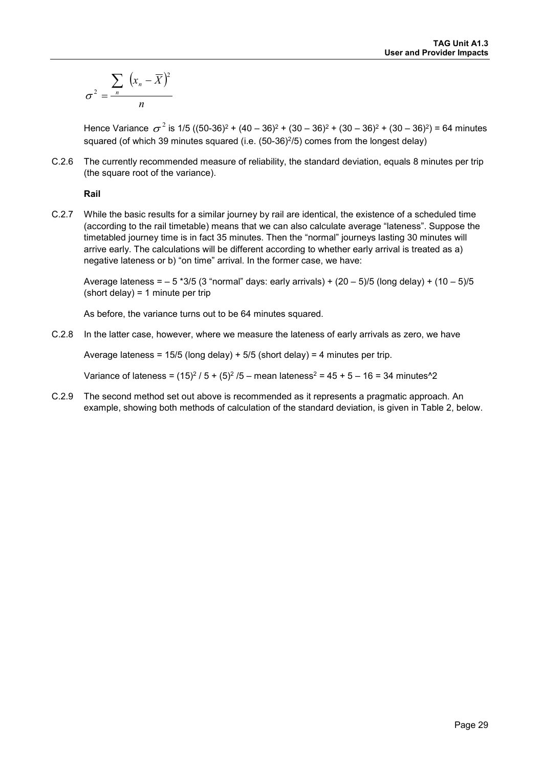$$\sigma^2 = \frac{\sum_n (x_n - \overline{X})^2}{n}$$

Hence Variance $\sigma^2$ is 1/5 $((50\text{-}36)^2 + (40 - 36)^2 + (30 - 36)^2 + (30 - 36)^2 + (30 - 36)^2)$ = 64 minutes squared (of which 39 minutes squared (i.e. $(50\text{-}36)^2/5$) comes from the longest delay)

C.2.6 The currently recommended measure of reliability, the standard deviation, equals 8 minutes per trip (the square root of the variance).

**Rail**

C.2.7 While the basic results for a similar journey by rail are identical, the existence of a scheduled time (according to the rail timetable) means that we can also calculate average "lateness". Suppose the timetabled journey time is in fact 35 minutes. Then the "normal" journeys lasting 30 minutes will arrive early. The calculations will be different according to whether early arrival is treated as a) negative lateness or b) "on time" arrival. In the former case, we have:

Average lateness = – 5 *3/5 (3 "normal" days: early arrivals) + (20 – 5)/5 (long delay) + (10 – 5)/5 (short delay) = 1 minute per trip

As before, the variance turns out to be 64 minutes squared.

C.2.8 In the latter case, however, where we measure the lateness of early arrivals as zero, we have

Average lateness = 15/5 (long delay) + 5/5 (short delay) = 4 minutes per trip.

Variance of lateness = $(15)^2 / 5 + (5)^2 / 5$ – mean lateness$^2$ = 45 + 5 – 16 = 34 minutes^2

C.2.9 The second method set out above is recommended as it represents a pragmatic approach. An example, showing both methods of calculation of the standard deviation, is given in Table 2, below.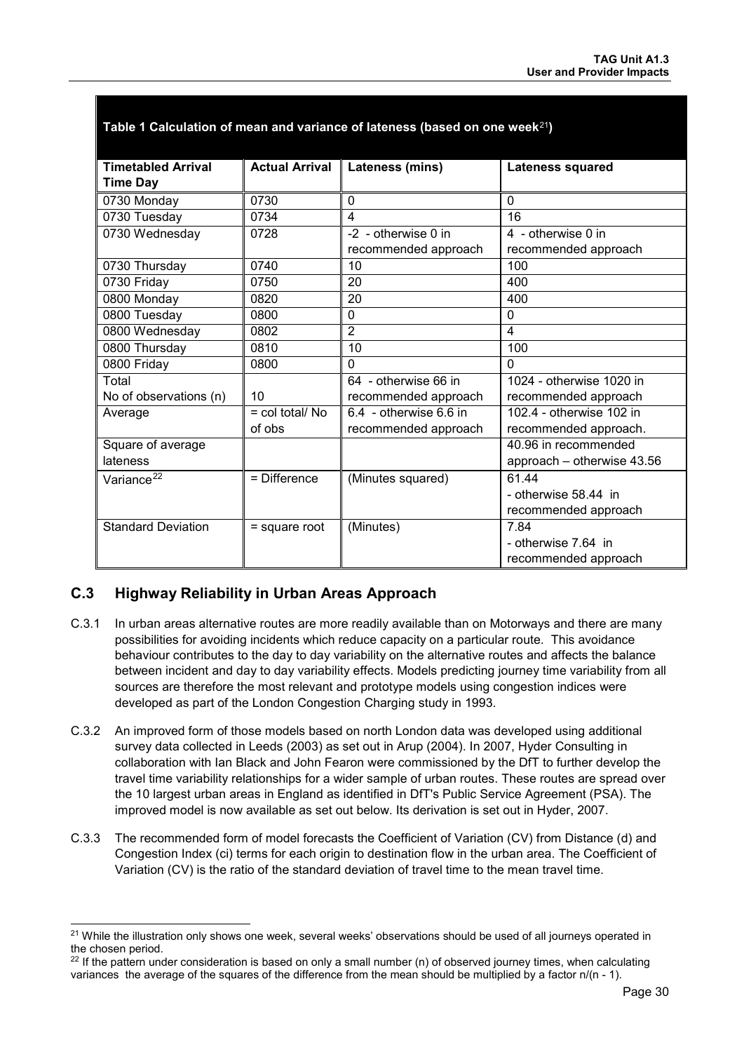**Table 1 Calculation of mean and variance of lateness (based on one week[21])**

| Timetabled Arrival Time Day | Actual Arrival | Lateness (mins) | Lateness squared |
|---|---|---|---|
| 0730 Monday | 0730 | 0 | 0 |
| 0730 Tuesday | 0734 | 4 | 16 |
| 0730 Wednesday | 0728 | -2 - otherwise 0 in recommended approach | 4 - otherwise 0 in recommended approach |
| 0730 Thursday | 0740 | 10 | 100 |
| 0730 Friday | 0750 | 20 | 400 |
| 0800 Monday | 0820 | 20 | 400 |
| 0800 Tuesday | 0800 | 0 | 0 |
| 0800 Wednesday | 0802 | 2 | 4 |
| 0800 Thursday | 0810 | 10 | 100 |
| 0800 Friday | 0800 | 0 | 0 |
| Total<br>No of observations (n) | <br>10 | 64 - otherwise 66 in recommended approach | 1024 - otherwise 1020 in recommended approach |
| Average | = col total/ No of obs | 6.4 - otherwise 6.6 in recommended approach | 102.4 - otherwise 102 in recommended approach. |
| Square of average lateness | | | 40.96 in recommended approach – otherwise 43.56 |
| Variance[22] | = Difference | (Minutes squared) | 61.44<br>- otherwise 58.44 in recommended approach |
| Standard Deviation | = square root | (Minutes) | 7.84<br>- otherwise 7.64 in recommended approach |

## C.3 Highway Reliability in Urban Areas Approach

C.3.1 In urban areas alternative routes are more readily available than on Motorways and there are many possibilities for avoiding incidents which reduce capacity on a particular route. This avoidance behaviour contributes to the day to day variability on the alternative routes and affects the balance between incident and day to day variability effects. Models predicting journey time variability from all sources are therefore the most relevant and prototype models using congestion indices were developed as part of the London Congestion Charging study in 1993.

C.3.2 An improved form of those models based on north London data was developed using additional survey data collected in Leeds (2003) as set out in Arup (2004). In 2007, Hyder Consulting in collaboration with Ian Black and John Fearon were commissioned by the DfT to further develop the travel time variability relationships for a wider sample of urban routes. These routes are spread over the 10 largest urban areas in England as identified in DfT's Public Service Agreement (PSA). The improved model is now available as set out below. Its derivation is set out in Hyder, 2007.

C.3.3 The recommended form of model forecasts the Coefficient of Variation (CV) from Distance (d) and Congestion Index (ci) terms for each origin to destination flow in the urban area. The Coefficient of Variation (CV) is the ratio of the standard deviation of travel time to the mean travel time.

[21] While the illustration only shows one week, several weeks' observations should be used of all journeys operated in the chosen period.

[22] If the pattern under consideration is based on only a small number (n) of observed journey times, when calculating variances the average of the squares of the difference from the mean should be multiplied by a factor $n/(n - 1)$.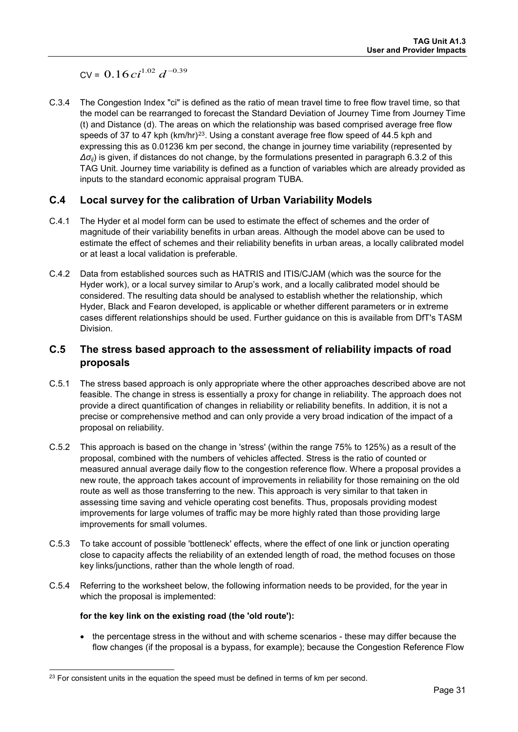$$CV = 0.16 ci^{1.02} d^{-0.39}$$

C.3.4 The Congestion Index "ci" is defined as the ratio of mean travel time to free flow travel time, so that the model can be rearranged to forecast the Standard Deviation of Journey Time from Journey Time (t) and Distance (d). The areas on which the relationship was based comprised average free flow speeds of 37 to 47 kph (km/hr)[23]. Using a constant average free flow speed of 44.5 kph and expressing this as 0.01236 km per second, the change in journey time variability (represented by $\Delta\sigma_{ij}$) is given, if distances do not change, by the formulations presented in paragraph 6.3.2 of this TAG Unit. Journey time variability is defined as a function of variables which are already provided as inputs to the standard economic appraisal program TUBA.

## C.4 Local survey for the calibration of Urban Variability Models

C.4.1 The Hyder et al model form can be used to estimate the effect of schemes and the order of magnitude of their variability benefits in urban areas. Although the model above can be used to estimate the effect of schemes and their reliability benefits in urban areas, a locally calibrated model or at least a local validation is preferable.

C.4.2 Data from established sources such as HATRIS and ITIS/CJAM (which was the source for the Hyder work), or a local survey similar to Arup's work, and a locally calibrated model should be considered. The resulting data should be analysed to establish whether the relationship, which Hyder, Black and Fearon developed, is applicable or whether different parameters or in extreme cases different relationships should be used. Further guidance on this is available from DfT's TASM Division.

## C.5 The stress based approach to the assessment of reliability impacts of road proposals

C.5.1 The stress based approach is only appropriate where the other approaches described above are not feasible. The change in stress is essentially a proxy for change in reliability. The approach does not provide a direct quantification of changes in reliability or reliability benefits. In addition, it is not a precise or comprehensive method and can only provide a very broad indication of the impact of a proposal on reliability.

C.5.2 This approach is based on the change in 'stress' (within the range 75% to 125%) as a result of the proposal, combined with the numbers of vehicles affected. Stress is the ratio of counted or measured annual average daily flow to the congestion reference flow. Where a proposal provides a new route, the approach takes account of improvements in reliability for those remaining on the old route as well as those transferring to the new. This approach is very similar to that taken in assessing time saving and vehicle operating cost benefits. Thus, proposals providing modest improvements for large volumes of traffic may be more highly rated than those providing large improvements for small volumes.

C.5.3 To take account of possible 'bottleneck' effects, where the effect of one link or junction operating close to capacity affects the reliability of an extended length of road, the method focuses on those key links/junctions, rather than the whole length of road.

C.5.4 Referring to the worksheet below, the following information needs to be provided, for the year in which the proposal is implemented:

**for the key link on the existing road (the 'old route'):**

- the percentage stress in the without and with scheme scenarios - these may differ because the flow changes (if the proposal is a bypass, for example); because the Congestion Reference Flow

[23] For consistent units in the equation the speed must be defined in terms of km per second.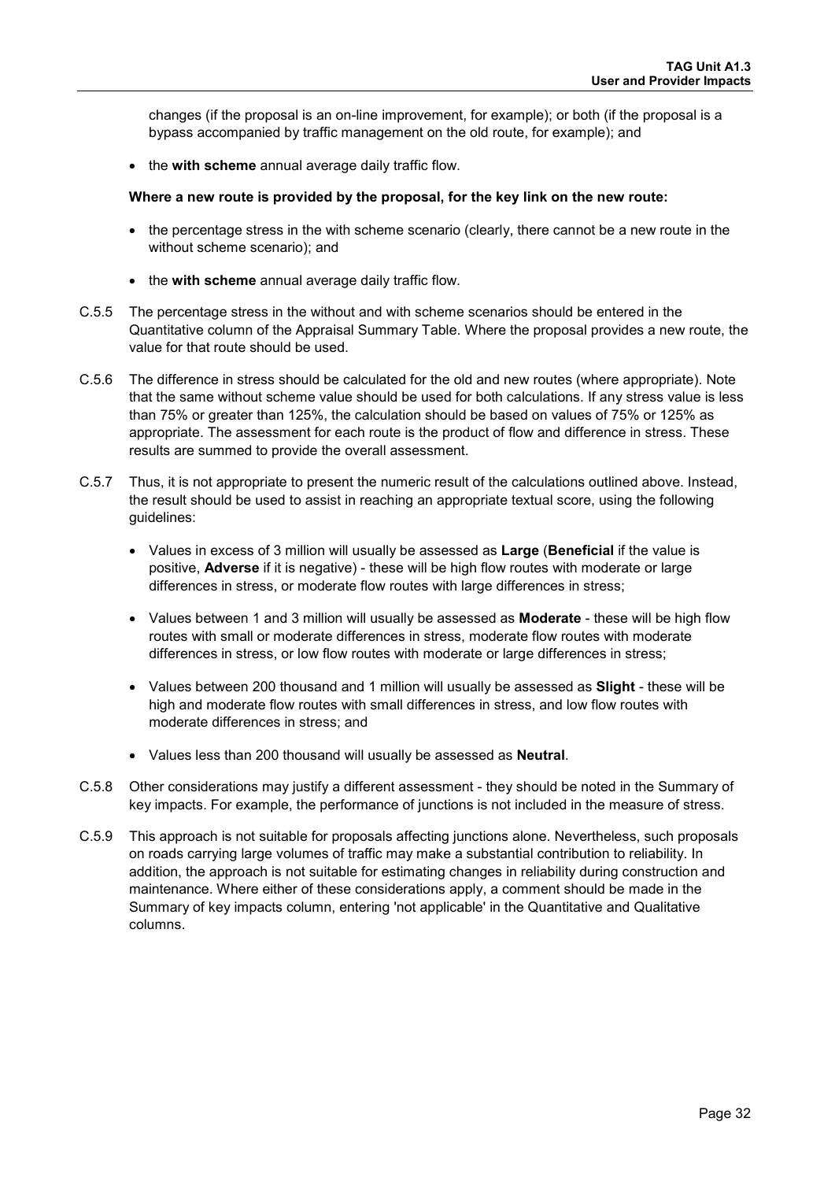changes (if the proposal is an on-line improvement, for example); or both (if the proposal is a bypass accompanied by traffic management on the old route, for example); and

- the **with scheme** annual average daily traffic flow.

**Where a new route is provided by the proposal, for the key link on the new route:**

- the percentage stress in the with scheme scenario (clearly, there cannot be a new route in the without scheme scenario); and
- the **with scheme** annual average daily traffic flow.

C.5.5 The percentage stress in the without and with scheme scenarios should be entered in the Quantitative column of the Appraisal Summary Table. Where the proposal provides a new route, the value for that route should be used.

C.5.6 The difference in stress should be calculated for the old and new routes (where appropriate). Note that the same without scheme value should be used for both calculations. If any stress value is less than 75% or greater than 125%, the calculation should be based on values of 75% or 125% as appropriate. The assessment for each route is the product of flow and difference in stress. These results are summed to provide the overall assessment.

C.5.7 Thus, it is not appropriate to present the numeric result of the calculations outlined above. Instead, the result should be used to assist in reaching an appropriate textual score, using the following guidelines:

- Values in excess of 3 million will usually be assessed as **Large** (**Beneficial** if the value is positive, **Adverse** if it is negative) - these will be high flow routes with moderate or large differences in stress, or moderate flow routes with large differences in stress;
- Values between 1 and 3 million will usually be assessed as **Moderate** - these will be high flow routes with small or moderate differences in stress, moderate flow routes with moderate differences in stress, or low flow routes with moderate or large differences in stress;
- Values between 200 thousand and 1 million will usually be assessed as **Slight** - these will be high and moderate flow routes with small differences in stress, and low flow routes with moderate differences in stress; and
- Values less than 200 thousand will usually be assessed as **Neutral**.

C.5.8 Other considerations may justify a different assessment - they should be noted in the Summary of key impacts. For example, the performance of junctions is not included in the measure of stress.

C.5.9 This approach is not suitable for proposals affecting junctions alone. Nevertheless, such proposals on roads carrying large volumes of traffic may make a substantial contribution to reliability. In addition, the approach is not suitable for estimating changes in reliability during construction and maintenance. Where either of these considerations apply, a comment should be made in the Summary of key impacts column, entering 'not applicable' in the Quantitative and Qualitative columns.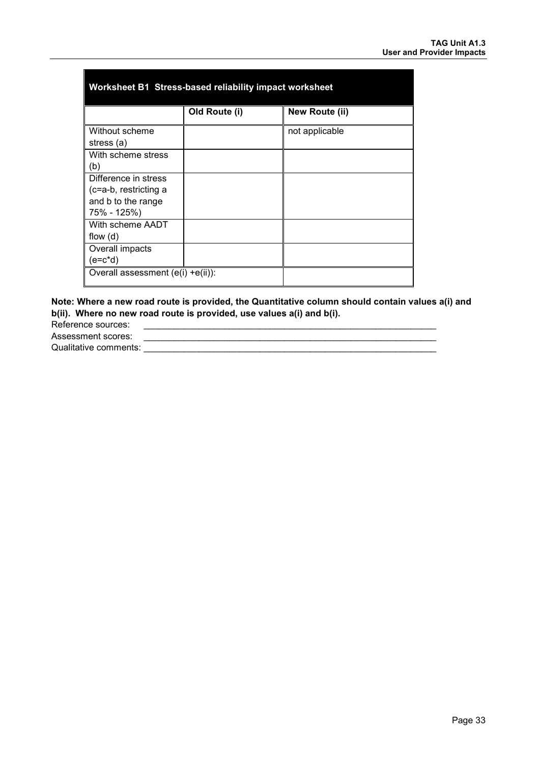**Worksheet B1 Stress-based reliability impact worksheet**

| | Old Route (i) | New Route (ii) |
|---|---|---|
| Without scheme stress (a) | | not applicable |
| With scheme stress (b) | | |
| Difference in stress (c=a-b, restricting a and b to the range 75% - 125%) | | |
| With scheme AADT flow (d) | | |
| Overall impacts (e=c*d) | | |
| Overall assessment (e(i) +e(ii)): | | |

**Note: Where a new road route is provided, the Quantitative column should contain values a(i) and b(ii). Where no new road route is provided, use values a(i) and b(i).**

Reference sources: ____________________________________________________________

Assessment scores: ____________________________________________________________

Qualitative comments: ____________________________________________________________